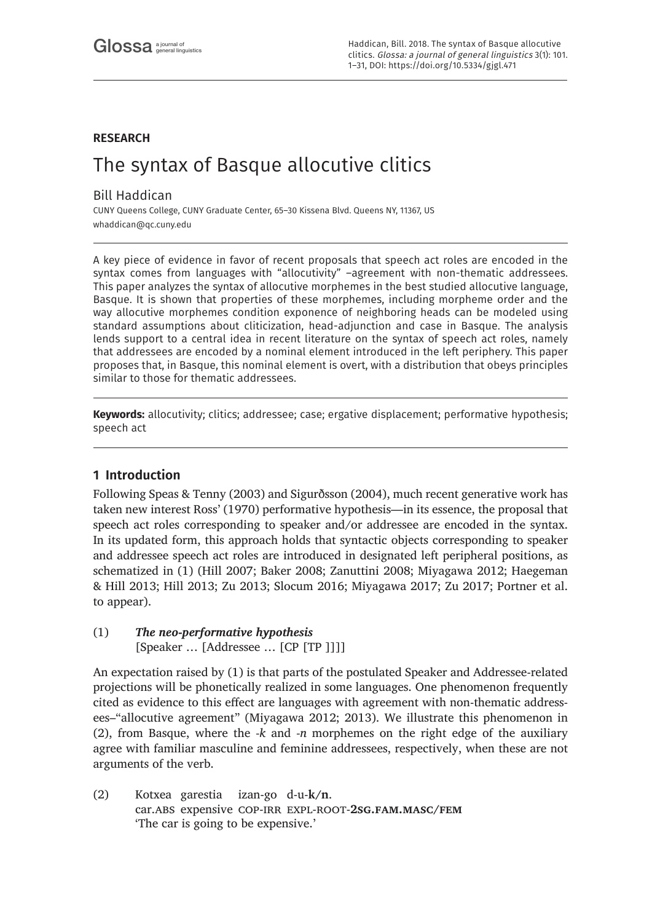**RESEARCH**

# The syntax of Basque allocutive clitics

Bill Haddican

CUNY Queens College, CUNY Graduate Center, 65–30 Kissena Blvd. Queens NY, 11367, US
whaddican@qc.cuny.edu

A key piece of evidence in favor of recent proposals that speech act roles are encoded in the syntax comes from languages with "allocutivity" –agreement with non-thematic addressees. This paper analyzes the syntax of allocutive morphemes in the best studied allocutive language, Basque. It is shown that properties of these morphemes, including morpheme order and the way allocutive morphemes condition exponence of neighboring heads can be modeled using standard assumptions about cliticization, head-adjunction and case in Basque. The analysis lends support to a central idea in recent literature on the syntax of speech act roles, namely that addressees are encoded by a nominal element introduced in the left periphery. This paper proposes that, in Basque, this nominal element is overt, with a distribution that obeys principles similar to those for thematic addressees.

**Keywords:** allocutivity; clitics; addressee; case; ergative displacement; performative hypothesis; speech act

## 1 Introduction

Following Speas & Tenny (2003) and Sigurðsson (2004), much recent generative work has taken new interest Ross' (1970) performative hypothesis—in its essence, the proposal that speech act roles corresponding to speaker and/or addressee are encoded in the syntax. In its updated form, this approach holds that syntactic objects corresponding to speaker and addressee speech act roles are introduced in designated left peripheral positions, as schematized in (1) (Hill 2007; Baker 2008; Zanuttini 2008; Miyagawa 2012; Haegeman & Hill 2013; Hill 2013; Zu 2013; Slocum 2016; Miyagawa 2017; Zu 2017; Portner et al. to appear).

(1) ***The neo-performative hypothesis***
[Speaker … [Addressee … [CP [TP ]]]]

An expectation raised by (1) is that parts of the postulated Speaker and Addressee-related projections will be phonetically realized in some languages. One phenomenon frequently cited as evidence to this effect are languages with agreement with non-thematic addressees–"allocutive agreement" (Miyagawa 2012; 2013). We illustrate this phenomenon in (2), from Basque, where the *-k* and *-n* morphemes on the right edge of the auxiliary agree with familiar masculine and feminine addressees, respectively, when these are not arguments of the verb.

(2) Kotxea garestia izan-go d-u-**k/n**.
car.ABS expensive COP-IRR EXPL-ROOT-**2SG.FAM.MASC/FEM**
'The car is going to be expensive.'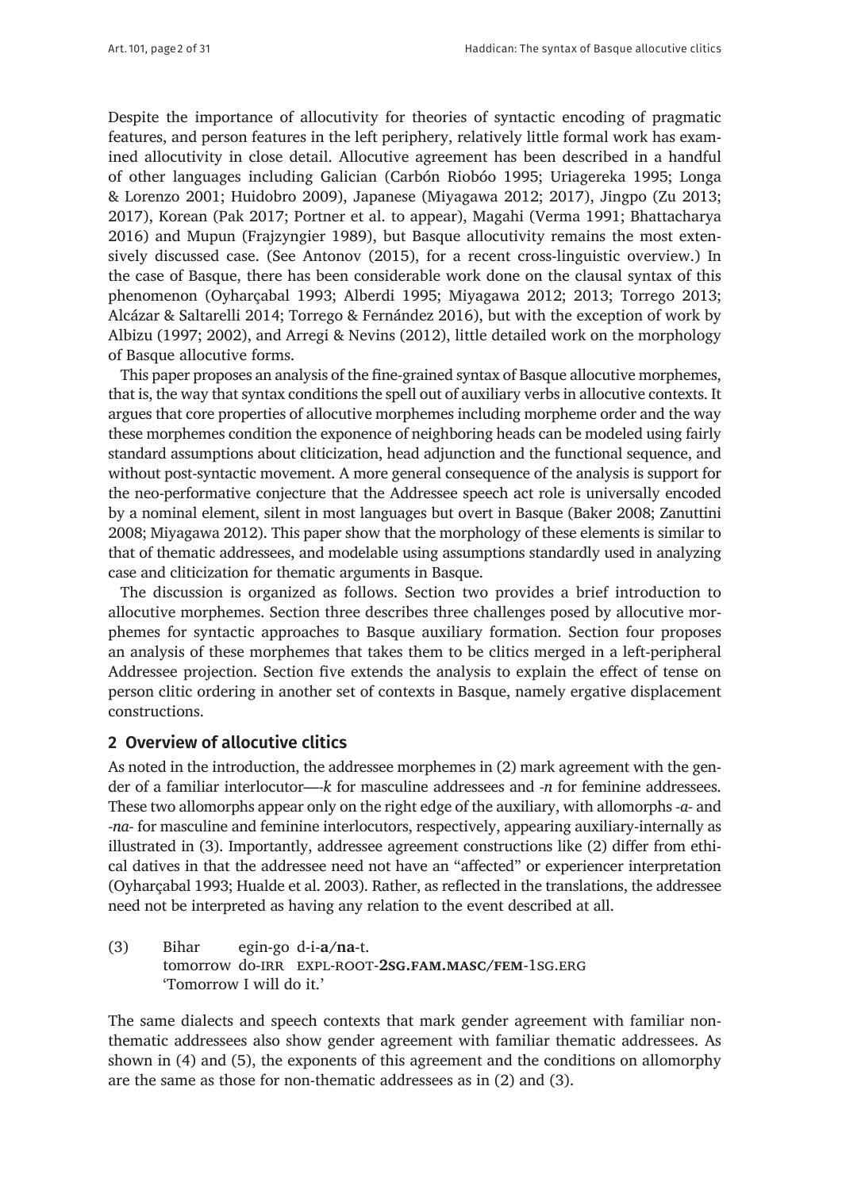Despite the importance of allocutivity for theories of syntactic encoding of pragmatic features, and person features in the left periphery, relatively little formal work has examined allocutivity in close detail. Allocutive agreement has been described in a handful of other languages including Galician (Carbón Riobóo 1995; Uriagereka 1995; Longa & Lorenzo 2001; Huidobro 2009), Japanese (Miyagawa 2012; 2017), Jingpo (Zu 2013; 2017), Korean (Pak 2017; Portner et al. to appear), Magahi (Verma 1991; Bhattacharya 2016) and Mupun (Frajzyngier 1989), but Basque allocutivity remains the most extensively discussed case. (See Antonov (2015), for a recent cross-linguistic overview.) In the case of Basque, there has been considerable work done on the clausal syntax of this phenomenon (Oyharçabal 1993; Alberdi 1995; Miyagawa 2012; 2013; Torrego 2013; Alcázar & Saltarelli 2014; Torrego & Fernández 2016), but with the exception of work by Albizu (1997; 2002), and Arregi & Nevins (2012), little detailed work on the morphology of Basque allocutive forms.

This paper proposes an analysis of the fine-grained syntax of Basque allocutive morphemes, that is, the way that syntax conditions the spell out of auxiliary verbs in allocutive contexts. It argues that core properties of allocutive morphemes including morpheme order and the way these morphemes condition the exponence of neighboring heads can be modeled using fairly standard assumptions about cliticization, head adjunction and the functional sequence, and without post-syntactic movement. A more general consequence of the analysis is support for the neo-performative conjecture that the Addressee speech act role is universally encoded by a nominal element, silent in most languages but overt in Basque (Baker 2008; Zanuttini 2008; Miyagawa 2012). This paper show that the morphology of these elements is similar to that of thematic addressees, and modelable using assumptions standardly used in analyzing case and cliticization for thematic arguments in Basque.

The discussion is organized as follows. Section two provides a brief introduction to allocutive morphemes. Section three describes three challenges posed by allocutive morphemes for syntactic approaches to Basque auxiliary formation. Section four proposes an analysis of these morphemes that takes them to be clitics merged in a left-peripheral Addressee projection. Section five extends the analysis to explain the effect of tense on person clitic ordering in another set of contexts in Basque, namely ergative displacement constructions.

## 2 Overview of allocutive clitics

As noted in the introduction, the addressee morphemes in (2) mark agreement with the gender of a familiar interlocutor—*-k* for masculine addressees and *-n* for feminine addressees. These two allomorphs appear only on the right edge of the auxiliary, with allomorphs *-a-* and *-na-* for masculine and feminine interlocutors, respectively, appearing auxiliary-internally as illustrated in (3). Importantly, addressee agreement constructions like (2) differ from ethical datives in that the addressee need not have an "affected" or experiencer interpretation (Oyharçabal 1993; Hualde et al. 2003). Rather, as reflected in the translations, the addressee need not be interpreted as having any relation to the event described at all.

(3) Bihar egin-go d-i-**a**/**na**-t.
tomorrow do-IRR EXPL-ROOT-**2SG.FAM.MASC/FEM**-1SG.ERG
'Tomorrow I will do it.'

The same dialects and speech contexts that mark gender agreement with familiar non-thematic addressees also show gender agreement with familiar thematic addressees. As shown in (4) and (5), the exponents of this agreement and the conditions on allomorphy are the same as those for non-thematic addressees as in (2) and (3).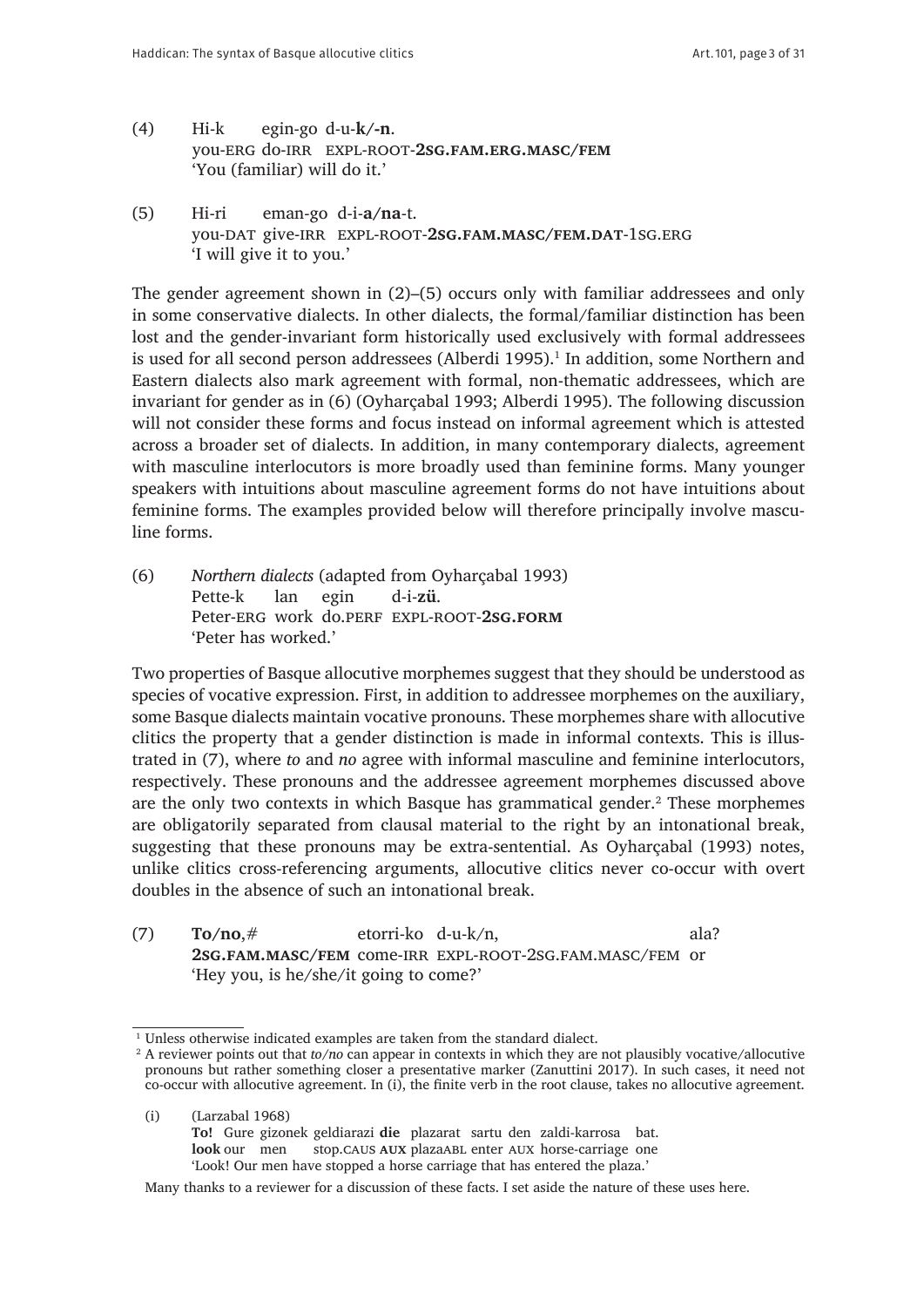(4) Hi-k egin-go d-u-**k/-n**.
you-ERG do-IRR EXPL-ROOT-**2SG.FAM.ERG.MASC/FEM**
'You (familiar) will do it.'

(5) Hi-ri eman-go d-i-**a/na**-t.
you-DAT give-IRR EXPL-ROOT-**2SG.FAM.MASC/FEM.DAT**-1SG.ERG
'I will give it to you.'

The gender agreement shown in (2)–(5) occurs only with familiar addressees and only in some conservative dialects. In other dialects, the formal/familiar distinction has been lost and the gender-invariant form historically used exclusively with formal addressees is used for all second person addressees (Alberdi 1995).[1] In addition, some Northern and Eastern dialects also mark agreement with formal, non-thematic addressees, which are invariant for gender as in (6) (Oyharçabal 1993; Alberdi 1995). The following discussion will not consider these forms and focus instead on informal agreement which is attested across a broader set of dialects. In addition, in many contemporary dialects, agreement with masculine interlocutors is more broadly used than feminine forms. Many younger speakers with intuitions about masculine agreement forms do not have intuitions about feminine forms. The examples provided below will therefore principally involve masculine forms.

(6) *Northern dialects* (adapted from Oyharçabal 1993)
Pette-k lan egin d-i-**zü**.
Peter-ERG work do.PERF EXPL-ROOT-**2SG.FORM**
'Peter has worked.'

Two properties of Basque allocutive morphemes suggest that they should be understood as species of vocative expression. First, in addition to addressee morphemes on the auxiliary, some Basque dialects maintain vocative pronouns. These morphemes share with allocutive clitics the property that a gender distinction is made in informal contexts. This is illustrated in (7), where *to* and *no* agree with informal masculine and feminine interlocutors, respectively. These pronouns and the addressee agreement morphemes discussed above are the only two contexts in which Basque has grammatical gender.[2] These morphemes are obligatorily separated from clausal material to the right by an intonational break, suggesting that these pronouns may be extra-sentential. As Oyharçabal (1993) notes, unlike clitics cross-referencing arguments, allocutive clitics never co-occur with overt doubles in the absence of such an intonational break.

(7) **To/no**,# etorri-ko d-u-k/n, ala?
**2SG.FAM.MASC/FEM** come-IRR EXPL-ROOT-2SG.FAM.MASC/FEM or
'Hey you, is he/she/it going to come?'

---

[1] Unless otherwise indicated examples are taken from the standard dialect.

[2] A reviewer points out that *to/no* can appear in contexts in which they are not plausibly vocative/allocutive pronouns but rather something closer a presentative marker (Zanuttini 2017). In such cases, it need not co-occur with allocutive agreement. In (i), the finite verb in the root clause, takes no allocutive agreement.

(i) (Larzabal 1968)
**To!** Gure gizonek geldiarazi **die** plazarat sartu den zaldi-karrosa bat.
**look** our men stop.CAUS **AUX** plazaABL enter AUX horse-carriage one
'Look! Our men have stopped a horse carriage that has entered the plaza.'

Many thanks to a reviewer for a discussion of these facts. I set aside the nature of these uses here.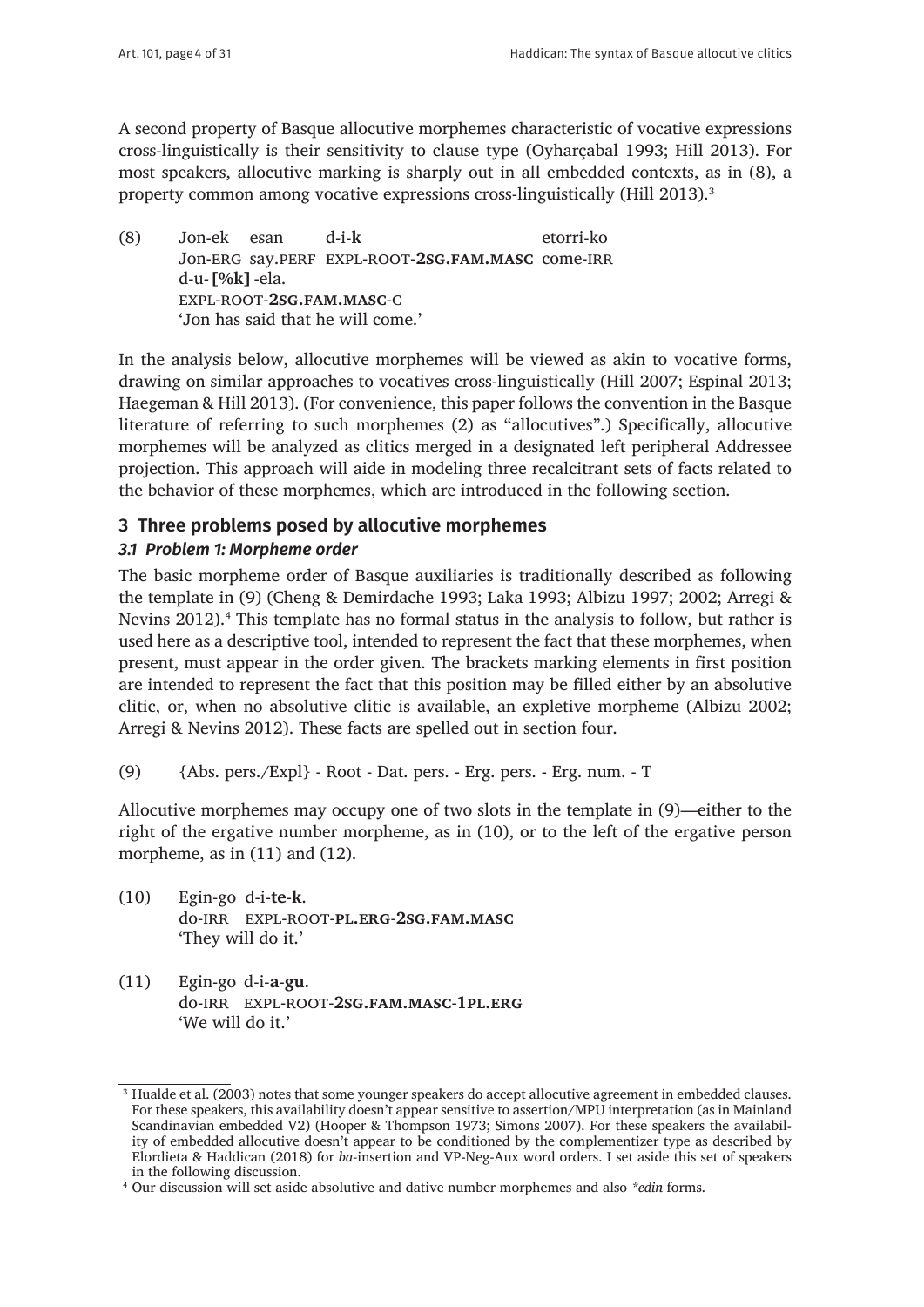A second property of Basque allocutive morphemes characteristic of vocative expressions cross-linguistically is their sensitivity to clause type (Oyharçabal 1993; Hill 2013). For most speakers, allocutive marking is sharply out in all embedded contexts, as in (8), a property common among vocative expressions cross-linguistically (Hill 2013).[3]

(8) Jon-ek esan d-i-**k** etorri-ko
 Jon-ERG say.PERF EXPL-ROOT-**2SG.FAM.MASC** come-IRR
 d-u-**[%k]**-ela.
 EXPL-ROOT-**2SG.FAM.MASC**-C
 'Jon has said that he will come.'

In the analysis below, allocutive morphemes will be viewed as akin to vocative forms, drawing on similar approaches to vocatives cross-linguistically (Hill 2007; Espinal 2013; Haegeman & Hill 2013). (For convenience, this paper follows the convention in the Basque literature of referring to such morphemes (2) as "allocutives".) Specifically, allocutive morphemes will be analyzed as clitics merged in a designated left peripheral Addressee projection. This approach will aide in modeling three recalcitrant sets of facts related to the behavior of these morphemes, which are introduced in the following section.

## 3 Three problems posed by allocutive morphemes

### *3.1 Problem 1: Morpheme order*

The basic morpheme order of Basque auxiliaries is traditionally described as following the template in (9) (Cheng & Demirdache 1993; Laka 1993; Albizu 1997; 2002; Arregi & Nevins 2012).[4] This template has no formal status in the analysis to follow, but rather is used here as a descriptive tool, intended to represent the fact that these morphemes, when present, must appear in the order given. The brackets marking elements in first position are intended to represent the fact that this position may be filled either by an absolutive clitic, or, when no absolutive clitic is available, an expletive morpheme (Albizu 2002; Arregi & Nevins 2012). These facts are spelled out in section four.

(9) {Abs. pers./Expl} - Root - Dat. pers. - Erg. pers. - Erg. num. - T

Allocutive morphemes may occupy one of two slots in the template in (9)—either to the right of the ergative number morpheme, as in (10), or to the left of the ergative person morpheme, as in (11) and (12).

(10) Egin-go d-i-**te**-**k**.
 do-IRR EXPL-ROOT-**PL.ERG**-**2SG.FAM.MASC**
 'They will do it.'

(11) Egin-go d-i-**a**-**gu**.
 do-IRR EXPL-ROOT-**2SG.FAM.MASC**-**1PL.ERG**
 'We will do it.'

---

[3] Hualde et al. (2003) notes that some younger speakers do accept allocutive agreement in embedded clauses. For these speakers, this availability doesn't appear sensitive to assertion/MPU interpretation (as in Mainland Scandinavian embedded V2) (Hooper & Thompson 1973; Simons 2007). For these speakers the availability of embedded allocutive doesn't appear to be conditioned by the complementizer type as described by Elordieta & Haddican (2018) for *ba*-insertion and VP-Neg-Aux word orders. I set aside this set of speakers in the following discussion.

[4] Our discussion will set aside absolutive and dative number morphemes and also *\*edin* forms.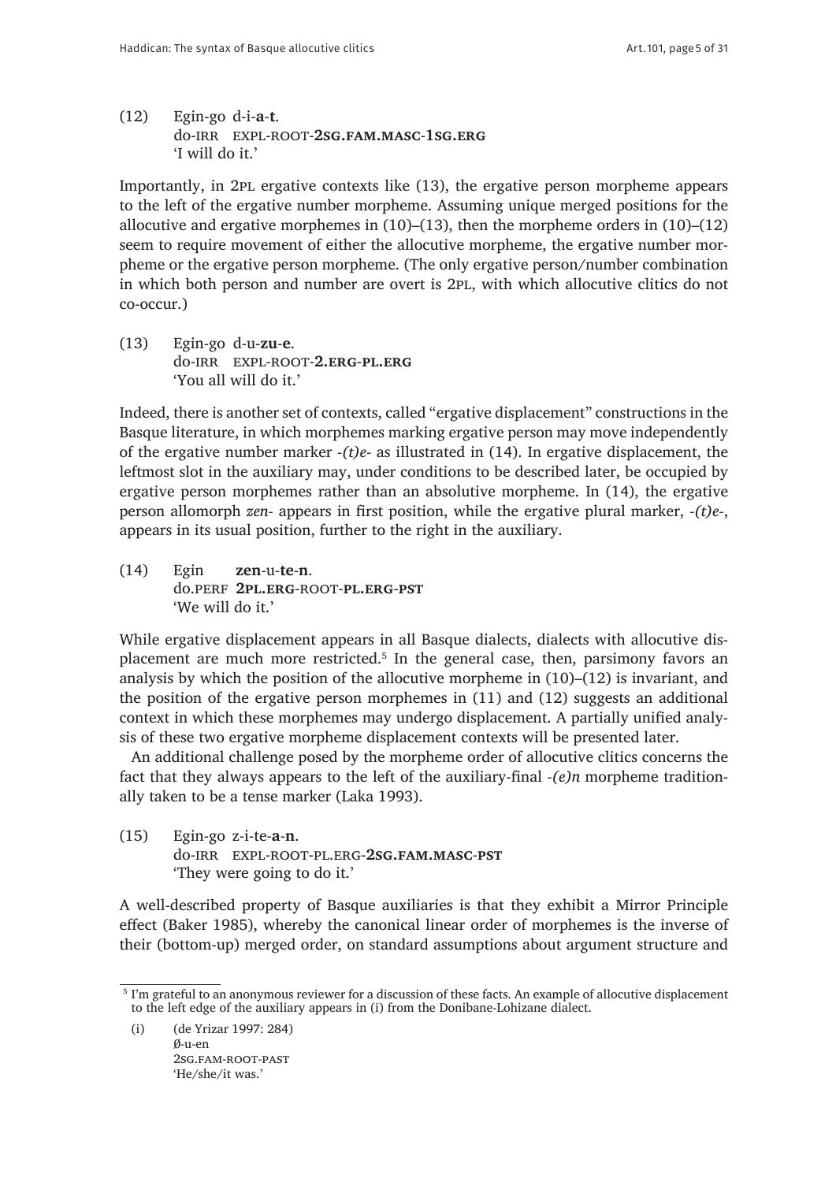(12) Egin-go d-i-**a**-**t**.
do-IRR EXPL-ROOT-**2SG.FAM.MASC-1SG.ERG**
'I will do it.'

Importantly, in 2PL ergative contexts like (13), the ergative person morpheme appears to the left of the ergative number morpheme. Assuming unique merged positions for the allocutive and ergative morphemes in (10)–(13), then the morpheme orders in (10)–(12) seem to require movement of either the allocutive morpheme, the ergative number morpheme or the ergative person morpheme. (The only ergative person/number combination in which both person and number are overt is 2PL, with which allocutive clitics do not co-occur.)

(13) Egin-go d-u-**zu**-**e**.
do-IRR EXPL-ROOT-**2.ERG-PL.ERG**
'You all will do it.'

Indeed, there is another set of contexts, called "ergative displacement" constructions in the Basque literature, in which morphemes marking ergative person may move independently of the ergative number marker *-(t)e-* as illustrated in (14). In ergative displacement, the leftmost slot in the auxiliary may, under conditions to be described later, be occupied by ergative person morphemes rather than an absolutive morpheme. In (14), the ergative person allomorph *zen-* appears in first position, while the ergative plural marker, *-(t)e-*, appears in its usual position, further to the right in the auxiliary.

(14) Egin **zen**-u-**te**-**n**.
do.PERF **2PL.ERG**-ROOT-**PL.ERG-PST**
'We will do it.'

While ergative displacement appears in all Basque dialects, dialects with allocutive displacement are much more restricted.[5] In the general case, then, parsimony favors an analysis by which the position of the allocutive morpheme in (10)–(12) is invariant, and the position of the ergative person morphemes in (11) and (12) suggests an additional context in which these morphemes may undergo displacement. A partially unified analysis of these two ergative morpheme displacement contexts will be presented later.

An additional challenge posed by the morpheme order of allocutive clitics concerns the fact that they always appears to the left of the auxiliary-final *-(e)n* morpheme traditionally taken to be a tense marker (Laka 1993).

(15) Egin-go z-i-te-**a**-**n**.
do-IRR EXPL-ROOT-PL.ERG-**2SG.FAM.MASC-PST**
'They were going to do it.'

A well-described property of Basque auxiliaries is that they exhibit a Mirror Principle effect (Baker 1985), whereby the canonical linear order of morphemes is the inverse of their (bottom-up) merged order, on standard assumptions about argument structure and

---

[5] I'm grateful to an anonymous reviewer for a discussion of these facts. An example of allocutive displacement to the left edge of the auxiliary appears in (i) from the Donibane-Lohizane dialect.

(i) (de Yrizar 1997: 284)
Ø-u-en
2SG.FAM-ROOT-PAST
'He/she/it was.'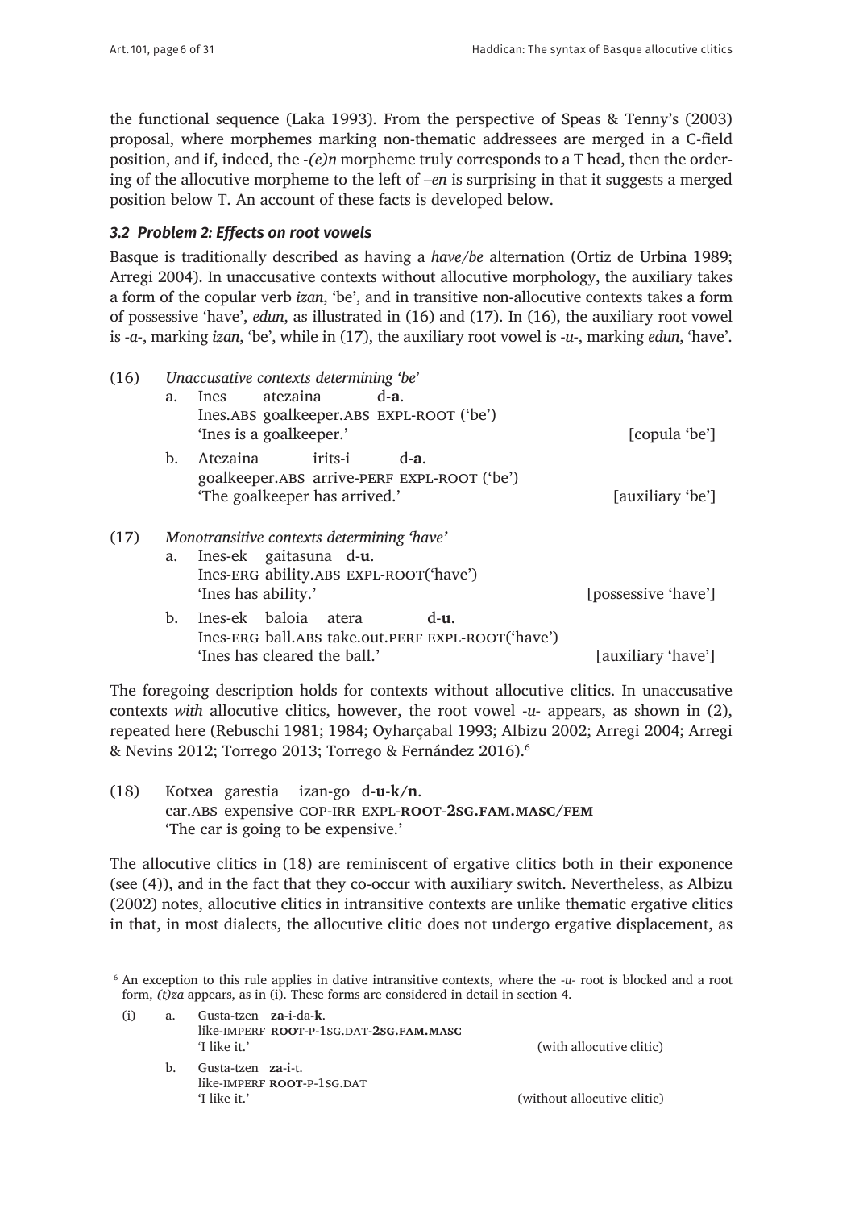the functional sequence (Laka 1993). From the perspective of Speas & Tenny's (2003) proposal, where morphemes marking non-thematic addressees are merged in a C-field position, and if, indeed, the *-(e)n* morpheme truly corresponds to a T head, then the ordering of the allocutive morpheme to the left of *–en* is surprising in that it suggests a merged position below T. An account of these facts is developed below.

### *3.2 Problem 2: Effects on root vowels*

Basque is traditionally described as having a *have/be* alternation (Ortiz de Urbina 1989; Arregi 2004). In unaccusative contexts without allocutive morphology, the auxiliary takes a form of the copular verb *izan*, 'be', and in transitive non-allocutive contexts takes a form of possessive 'have', *edun*, as illustrated in (16) and (17). In (16), the auxiliary root vowel is *-a-*, marking *izan*, 'be', while in (17), the auxiliary root vowel is *-u-*, marking *edun*, 'have'.

(16) *Unaccusative contexts determining 'be'*

a. Ines atezaina d-**a**.
   Ines.ABS goalkeeper.ABS EXPL-ROOT ('be')
   'Ines is a goalkeeper.' [copula 'be']

b. Atezaina irits-i d-**a**.
   goalkeeper.ABS arrive-PERF EXPL-ROOT ('be')
   'The goalkeeper has arrived.' [auxiliary 'be']

(17) *Monotransitive contexts determining 'have'*

a. Ines-ek gaitasuna d-**u**.
   Ines-ERG ability.ABS EXPL-ROOT('have')
   'Ines has ability.' [possessive 'have']

b. Ines-ek baloia atera d-**u**.
   Ines-ERG ball.ABS take.out.PERF EXPL-ROOT('have')
   'Ines has cleared the ball.' [auxiliary 'have']

The foregoing description holds for contexts without allocutive clitics. In unaccusative contexts *with* allocutive clitics, however, the root vowel *-u-* appears, as shown in (2), repeated here (Rebuschi 1981; 1984; Oyharçabal 1993; Albizu 2002; Arregi 2004; Arregi & Nevins 2012; Torrego 2013; Torrego & Fernández 2016).[6]

(18) Kotxea garestia izan-go d-**u**-**k**/**n**.
   car.ABS expensive COP-IRR EXPL-**ROOT**-**2SG.FAM.MASC/FEM**
   'The car is going to be expensive.'

The allocutive clitics in (18) are reminiscent of ergative clitics both in their exponence (see (4)), and in the fact that they co-occur with auxiliary switch. Nevertheless, as Albizu (2002) notes, allocutive clitics in intransitive contexts are unlike thematic ergative clitics in that, in most dialects, the allocutive clitic does not undergo ergative displacement, as

---

[6] An exception to this rule applies in dative intransitive contexts, where the *-u-* root is blocked and a root form, *(t)za* appears, as in (i). These forms are considered in detail in section 4.

(i) a. Gusta-tzen **za**-i-da-**k**.
   like-IMPERF **ROOT**-P-1SG.DAT-**2SG.FAM.MASC**
   'I like it.' (with allocutive clitic)

b. Gusta-tzen **za**-i-t.
   like-IMPERF **ROOT**-P-1SG.DAT
   'I like it.' (without allocutive clitic)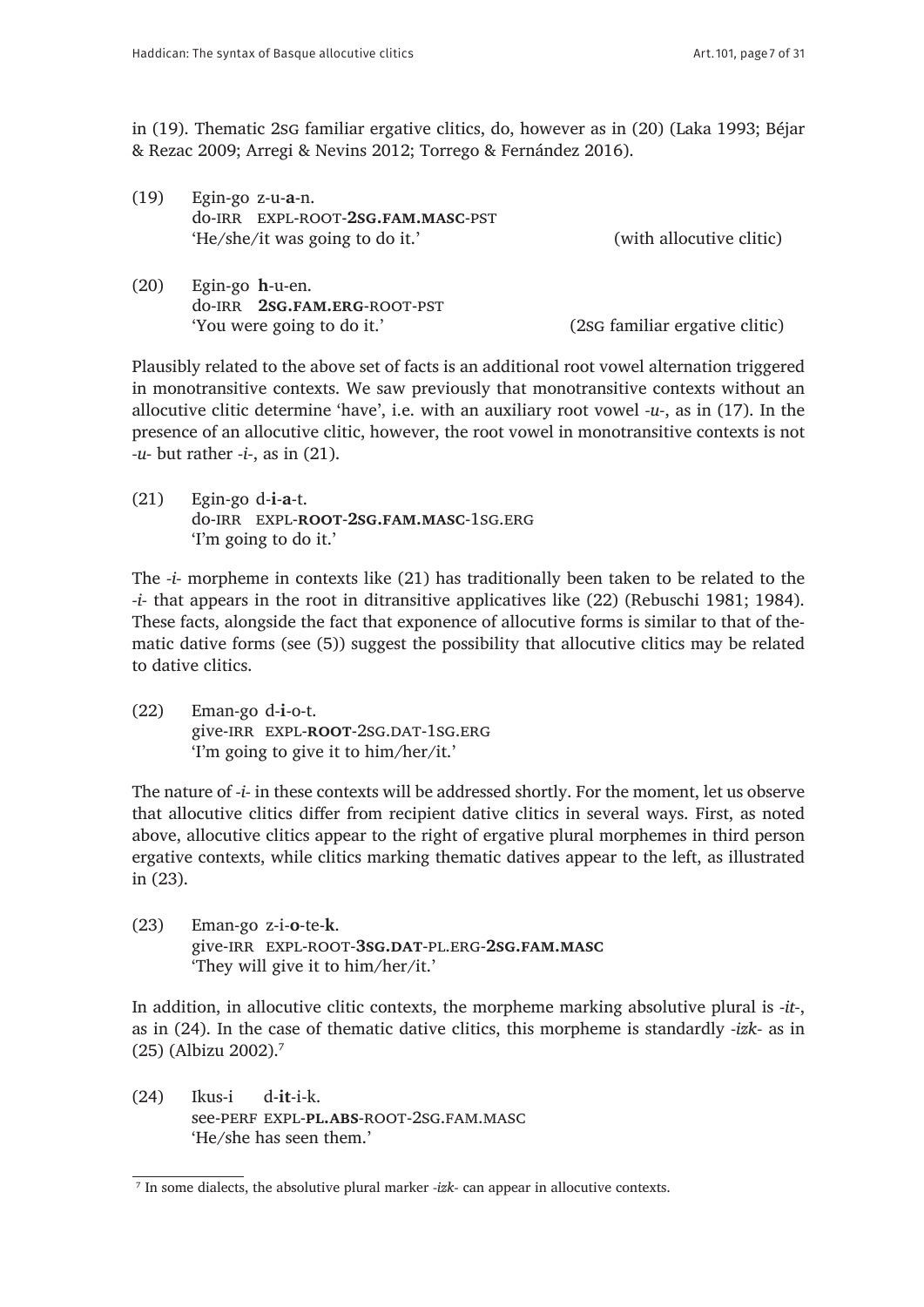in (19). Thematic 2SG familiar ergative clitics, do, however as in (20) (Laka 1993; Béjar & Rezac 2009; Arregi & Nevins 2012; Torrego & Fernández 2016).

(19) Egin-go z-u-**a**-n.
do-IRR EXPL-ROOT-**2SG.FAM.MASC**-PST
'He/she/it was going to do it.' (with allocutive clitic)

(20) Egin-go **h**-u-en.
do-IRR **2SG.FAM.ERG**-ROOT-PST
'You were going to do it.' (2SG familiar ergative clitic)

Plausibly related to the above set of facts is an additional root vowel alternation triggered in monotransitive contexts. We saw previously that monotransitive contexts without an allocutive clitic determine 'have', i.e. with an auxiliary root vowel *-u-*, as in (17). In the presence of an allocutive clitic, however, the root vowel in monotransitive contexts is not *-u-* but rather *-i-*, as in (21).

(21) Egin-go d-**i**-**a**-t.
do-IRR EXPL-**ROOT**-**2SG.FAM.MASC**-1SG.ERG
'I'm going to do it.'

The *-i-* morpheme in contexts like (21) has traditionally been taken to be related to the *-i-* that appears in the root in ditransitive applicatives like (22) (Rebuschi 1981; 1984). These facts, alongside the fact that exponence of allocutive forms is similar to that of thematic dative forms (see (5)) suggest the possibility that allocutive clitics may be related to dative clitics.

(22) Eman-go d-**i**-o-t.
give-IRR EXPL-**ROOT**-2SG.DAT-1SG.ERG
'I'm going to give it to him/her/it.'

The nature of *-i-* in these contexts will be addressed shortly. For the moment, let us observe that allocutive clitics differ from recipient dative clitics in several ways. First, as noted above, allocutive clitics appear to the right of ergative plural morphemes in third person ergative contexts, while clitics marking thematic datives appear to the left, as illustrated in (23).

(23) Eman-go z-i-**o**-te-**k**.
give-IRR EXPL-ROOT-**3SG.DAT**-PL.ERG-**2SG.FAM.MASC**
'They will give it to him/her/it.'

In addition, in allocutive clitic contexts, the morpheme marking absolutive plural is *-it-*, as in (24). In the case of thematic dative clitics, this morpheme is standardly *-izk-* as in (25) (Albizu 2002).[7]

(24) Ikus-i d-**it**-i-k.
see-PERF EXPL-**PL.ABS**-ROOT-2SG.FAM.MASC
'He/she has seen them.'

[7] In some dialects, the absolutive plural marker *-izk-* can appear in allocutive contexts.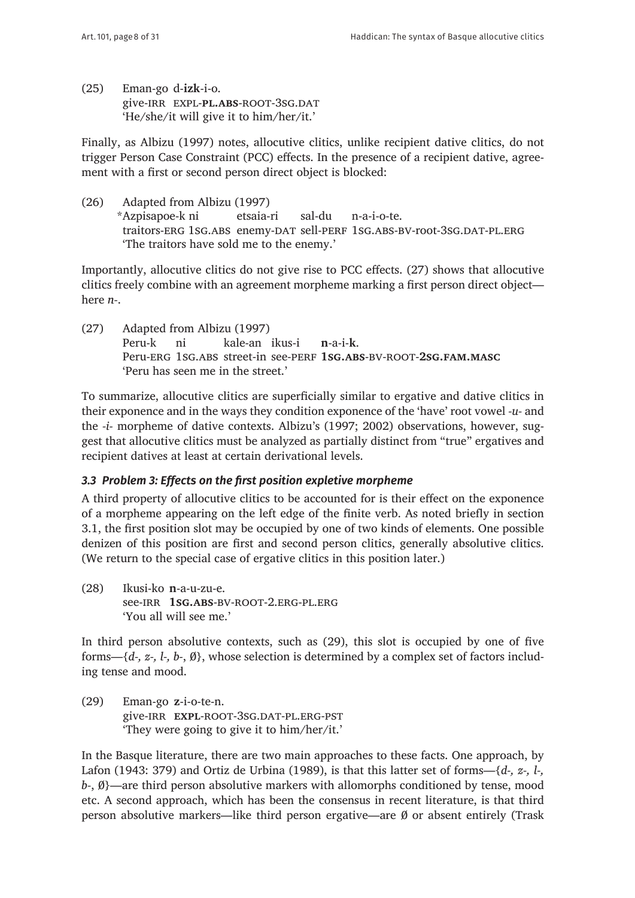(25) Eman-go d-**izk**-i-o.
give-IRR EXPL-**PL.ABS**-ROOT-3SG.DAT
'He/she/it will give it to him/her/it.'

Finally, as Albizu (1997) notes, allocutive clitics, unlike recipient dative clitics, do not trigger Person Case Constraint (PCC) effects. In the presence of a recipient dative, agreement with a first or second person direct object is blocked:

(26) Adapted from Albizu (1997)
*Azpisapoe-k ni etsaia-ri sal-du n-a-i-o-te.
traitors-ERG 1SG.ABS enemy-DAT sell-PERF 1SG.ABS-BV-root-3SG.DAT-PL.ERG
'The traitors have sold me to the enemy.'

Importantly, allocutive clitics do not give rise to PCC effects. (27) shows that allocutive clitics freely combine with an agreement morpheme marking a first person direct object—here *n-*.

(27) Adapted from Albizu (1997)
Peru-k ni kale-an ikus-i **n**-a-i-**k**.
Peru-ERG 1SG.ABS street-in see-PERF **1SG.ABS**-BV-ROOT-**2SG.FAM.MASC**
'Peru has seen me in the street.'

To summarize, allocutive clitics are superficially similar to ergative and dative clitics in their exponence and in the ways they condition exponence of the 'have' root vowel *-u-* and the *-i-* morpheme of dative contexts. Albizu's (1997; 2002) observations, however, suggest that allocutive clitics must be analyzed as partially distinct from "true" ergatives and recipient datives at least at certain derivational levels.

### 3.3 Problem 3: Effects on the first position expletive morpheme

A third property of allocutive clitics to be accounted for is their effect on the exponence of a morpheme appearing on the left edge of the finite verb. As noted briefly in section 3.1, the first position slot may be occupied by one of two kinds of elements. One possible denizen of this position are first and second person clitics, generally absolutive clitics. (We return to the special case of ergative clitics in this position later.)

(28) Ikusi-ko **n**-a-u-zu-e.
see-IRR **1SG.ABS**-BV-ROOT-2.ERG-PL.ERG
'You all will see me.'

In third person absolutive contexts, such as (29), this slot is occupied by one of five forms—{*d-, z-, l-, b-*, Ø}, whose selection is determined by a complex set of factors including tense and mood.

(29) Eman-go **z**-i-o-te-n.
give-IRR **EXPL**-ROOT-3SG.DAT-PL.ERG-PST
'They were going to give it to him/her/it.'

In the Basque literature, there are two main approaches to these facts. One approach, by Lafon (1943: 379) and Ortiz de Urbina (1989), is that this latter set of forms—{*d-, z-, l-, b-*, Ø}—are third person absolutive markers with allomorphs conditioned by tense, mood etc. A second approach, which has been the consensus in recent literature, is that third person absolutive markers—like third person ergative—are Ø or absent entirely (Trask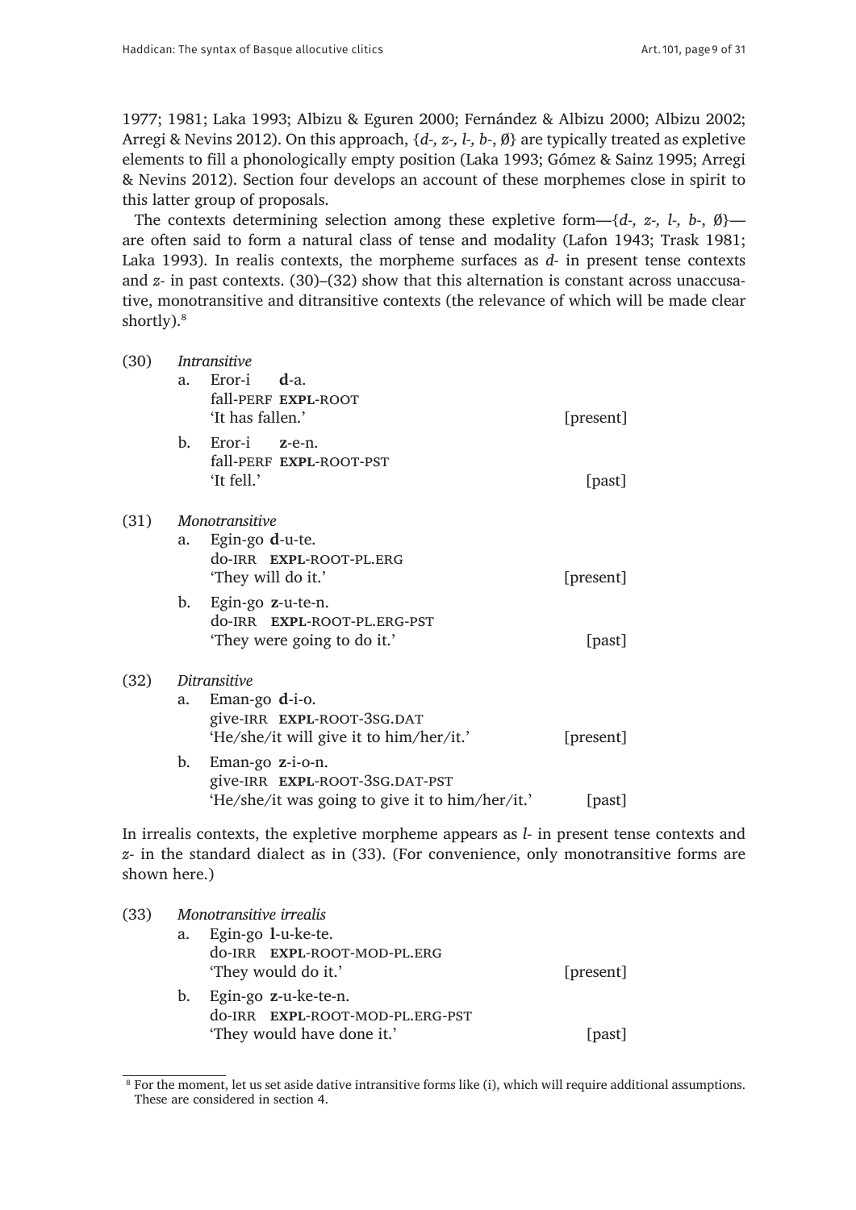1977; 1981; Laka 1993; Albizu & Eguren 2000; Fernández & Albizu 2000; Albizu 2002; Arregi & Nevins 2012). On this approach, {*d-, z-, l-, b-*, Ø} are typically treated as expletive elements to fill a phonologically empty position (Laka 1993; Gómez & Sainz 1995; Arregi & Nevins 2012). Section four develops an account of these morphemes close in spirit to this latter group of proposals.

The contexts determining selection among these expletive form—{*d-, z-, l-, b-*, Ø}—are often said to form a natural class of tense and modality (Lafon 1943; Trask 1981; Laka 1993). In realis contexts, the morpheme surfaces as *d-* in present tense contexts and *z-* in past contexts. (30)–(32) show that this alternation is constant across unaccusative, monotransitive and ditransitive contexts (the relevance of which will be made clear shortly).[8]

(30) *Intransitive*

a. Eror-i **d**-a.
   fall-PERF **EXPL**-ROOT
   'It has fallen.' [present]

b. Eror-i **z**-e-n.
   fall-PERF **EXPL**-ROOT-PST
   'It fell.' [past]

(31) *Monotransitive*

a. Egin-go **d**-u-te.
   do-IRR **EXPL**-ROOT-PL.ERG
   'They will do it.' [present]

b. Egin-go **z**-u-te-n.
   do-IRR **EXPL**-ROOT-PL.ERG-PST
   'They were going to do it.' [past]

(32) *Ditransitive*

a. Eman-go **d**-i-o.
   give-IRR **EXPL**-ROOT-3SG.DAT
   'He/she/it will give it to him/her/it.' [present]

b. Eman-go **z**-i-o-n.
   give-IRR **EXPL**-ROOT-3SG.DAT-PST
   'He/she/it was going to give it to him/her/it.' [past]

In irrealis contexts, the expletive morpheme appears as *l-* in present tense contexts and *z-* in the standard dialect as in (33). (For convenience, only monotransitive forms are shown here.)

(33) *Monotransitive irrealis*

a. Egin-go **l**-u-ke-te.
   do-IRR **EXPL**-ROOT-MOD-PL.ERG
   'They would do it.' [present]

b. Egin-go **z**-u-ke-te-n.
   do-IRR **EXPL**-ROOT-MOD-PL.ERG-PST
   'They would have done it.' [past]

---

[8] For the moment, let us set aside dative intransitive forms like (i), which will require additional assumptions. These are considered in section 4.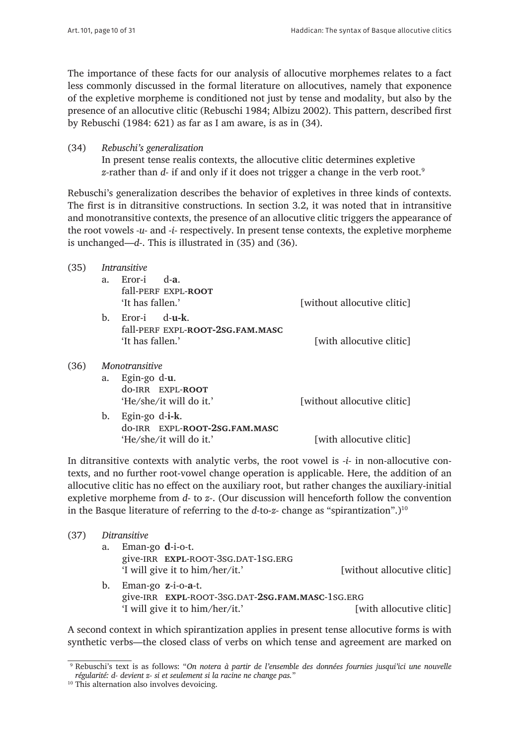The importance of these facts for our analysis of allocutive morphemes relates to a fact less commonly discussed in the formal literature on allocutives, namely that exponence of the expletive morpheme is conditioned not just by tense and modality, but also by the presence of an allocutive clitic (Rebuschi 1984; Albizu 2002). This pattern, described first by Rebuschi (1984: 621) as far as I am aware, is as in (34).

(34) *Rebuschi's generalization*
In present tense realis contexts, the allocutive clitic determines expletive *z*-rather than *d-* if and only if it does not trigger a change in the verb root.[9]

Rebuschi's generalization describes the behavior of expletives in three kinds of contexts. The first is in ditransitive constructions. In section 3.2, it was noted that in intransitive and monotransitive contexts, the presence of an allocutive clitic triggers the appearance of the root vowels *-u-* and *-i-* respectively. In present tense contexts, the expletive morpheme is unchanged—*d-*. This is illustrated in (35) and (36).

(35) *Intransitive*

a. Eror-i d-**a**.
fall-PERF EXPL-**ROOT**
'It has fallen.' [without allocutive clitic]

b. Eror-i d-**u-k**.
fall-PERF EXPL-**ROOT-2SG.FAM.MASC**
'It has fallen.' [with allocutive clitic]

(36) *Monotransitive*

a. Egin-go d-**u**.
do-IRR EXPL-**ROOT**
'He/she/it will do it.' [without allocutive clitic]

b. Egin-go d-**i-k**.
do-IRR EXPL-**ROOT-2SG.FAM.MASC**
'He/she/it will do it.' [with allocutive clitic]

In ditransitive contexts with analytic verbs, the root vowel is *-i-* in non-allocutive contexts, and no further root-vowel change operation is applicable. Here, the addition of an allocutive clitic has no effect on the auxiliary root, but rather changes the auxiliary-initial expletive morpheme from *d-* to *z-*. (Our discussion will henceforth follow the convention in the Basque literature of referring to the *d*-to-*z-* change as "spirantization".)[10]

(37) *Ditransitive*

a. Eman-go **d**-i-o-t.
give-IRR **EXPL**-ROOT-3SG.DAT-1SG.ERG
'I will give it to him/her/it.' [without allocutive clitic]

b. Eman-go **z**-i-o-**a**-t.
give-IRR **EXPL**-ROOT-3SG.DAT-**2SG.FAM.MASC**-1SG.ERG
'I will give it to him/her/it.' [with allocutive clitic]

A second context in which spirantization applies in present tense allocutive forms is with synthetic verbs—the closed class of verbs on which tense and agreement are marked on

---

[9] Rebuschi's text is as follows: "*On notera à partir de l'ensemble des données fournies jusqui'ici une nouvelle régularité: d- devient z- si et seulement si la racine ne change pas.*"

[10] This alternation also involves devoicing.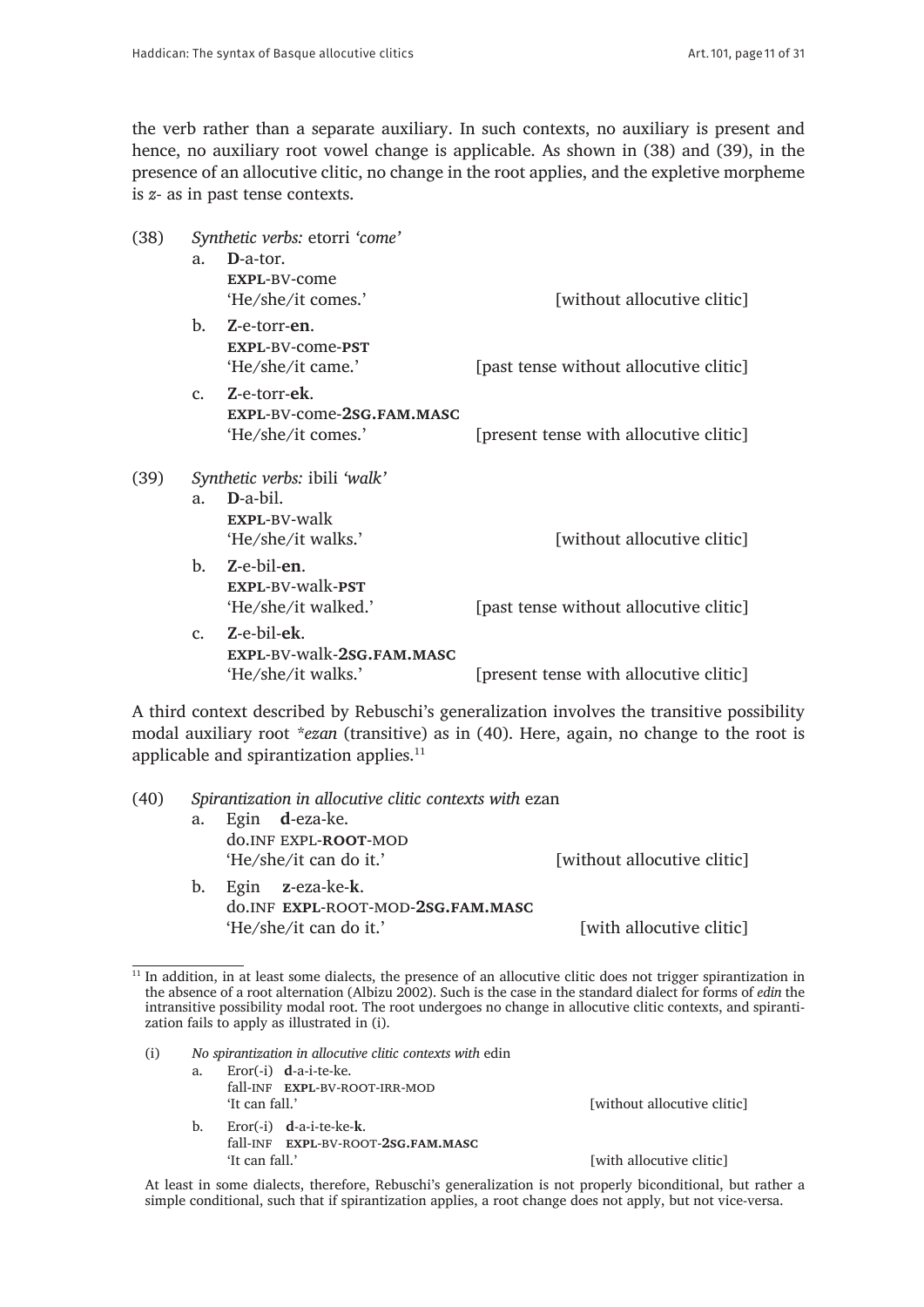the verb rather than a separate auxiliary. In such contexts, no auxiliary is present and hence, no auxiliary root vowel change is applicable. As shown in (38) and (39), in the presence of an allocutive clitic, no change in the root applies, and the expletive morpheme is *z-* as in past tense contexts.

(38) *Synthetic verbs:* etorri *'come'*

a. **D**-a-tor.
   **EXPL**-BV-come
   'He/she/it comes.' [without allocutive clitic]

b. **Z**-e-torr-**en**.
   **EXPL**-BV-come-**PST**
   'He/she/it came.' [past tense without allocutive clitic]

c. **Z**-e-torr-**ek**.
   **EXPL**-BV-come-**2SG.FAM.MASC**
   'He/she/it comes.' [present tense with allocutive clitic]

(39) *Synthetic verbs:* ibili *'walk'*

a. **D**-a-bil.
   **EXPL**-BV-walk
   'He/she/it walks.' [without allocutive clitic]

b. **Z**-e-bil-**en**.
   **EXPL**-BV-walk-**PST**
   'He/she/it walked.' [past tense without allocutive clitic]

c. **Z**-e-bil-**ek**.
   **EXPL**-BV-walk-**2SG.FAM.MASC**
   'He/she/it walks.' [present tense with allocutive clitic]

A third context described by Rebuschi's generalization involves the transitive possibility modal auxiliary root *\*ezan* (transitive) as in (40). Here, again, no change to the root is applicable and spirantization applies.[11]

(40) *Spirantization in allocutive clitic contexts with* ezan

a. Egin **d**-eza-ke.
   do.INF EXPL-**ROOT**-MOD
   'He/she/it can do it.' [without allocutive clitic]

b. Egin **z**-eza-ke-**k**.
   do.INF **EXPL**-ROOT-MOD-**2SG.FAM.MASC**
   'He/she/it can do it.' [with allocutive clitic]

---

[11] In addition, in at least some dialects, the presence of an allocutive clitic does not trigger spirantization in the absence of a root alternation (Albizu 2002). Such is the case in the standard dialect for forms of *edin* the intransitive possibility modal root. The root undergoes no change in allocutive clitic contexts, and spirantization fails to apply as illustrated in (i).

(i) *No spirantization in allocutive clitic contexts with* edin

a. Eror(-i) **d**-a-i-te-ke.
   fall-INF **EXPL**-BV-ROOT-IRR-MOD
   'It can fall.' [without allocutive clitic]

b. Eror(-i) **d**-a-i-te-ke-**k**.
   fall-INF **EXPL**-BV-ROOT-**2SG.FAM.MASC**
   'It can fall.' [with allocutive clitic]

At least in some dialects, therefore, Rebuschi's generalization is not properly biconditional, but rather a simple conditional, such that if spirantization applies, a root change does not apply, but not vice-versa.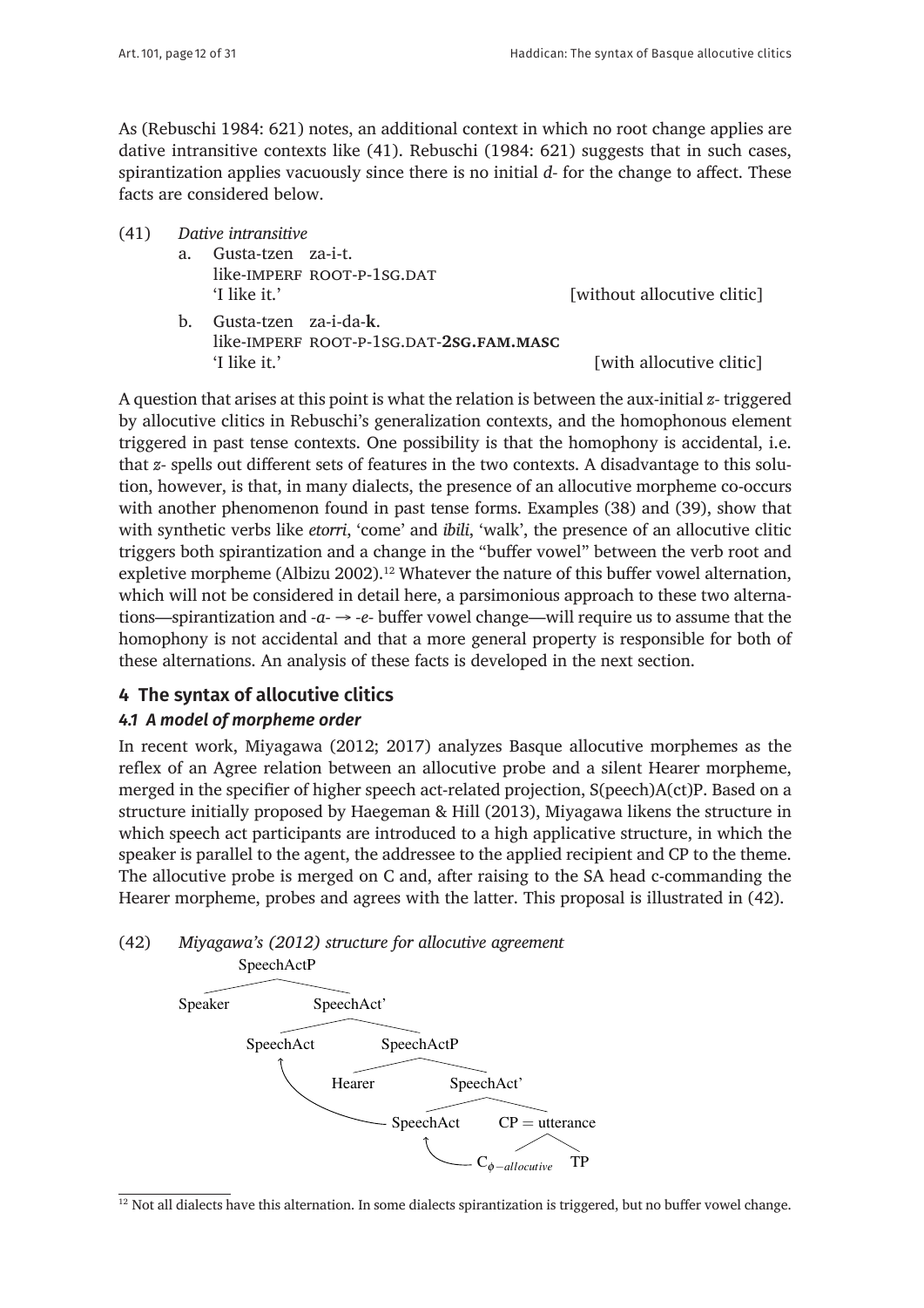As (Rebuschi 1984: 621) notes, an additional context in which no root change applies are dative intransitive contexts like (41). Rebuschi (1984: 621) suggests that in such cases, spirantization applies vacuously since there is no initial *d-* for the change to affect. These facts are considered below.

(41) *Dative intransitive*

a. Gusta-tzen za-i-t.
   like-IMPERF ROOT-P-1SG.DAT
   'I like it.' [without allocutive clitic]

b. Gusta-tzen za-i-da-**k**.
   like-IMPERF ROOT-P-1SG.DAT-**2SG.FAM.MASC**
   'I like it.' [with allocutive clitic]

A question that arises at this point is what the relation is between the aux-initial *z-* triggered by allocutive clitics in Rebuschi's generalization contexts, and the homophonous element triggered in past tense contexts. One possibility is that the homophony is accidental, i.e. that *z-* spells out different sets of features in the two contexts. A disadvantage to this solution, however, is that, in many dialects, the presence of an allocutive morpheme co-occurs with another phenomenon found in past tense forms. Examples (38) and (39), show that with synthetic verbs like *etorri*, 'come' and *ibili*, 'walk', the presence of an allocutive clitic triggers both spirantization and a change in the "buffer vowel" between the verb root and expletive morpheme (Albizu 2002).[12] Whatever the nature of this buffer vowel alternation, which will not be considered in detail here, a parsimonious approach to these two alternations—spirantization and *-a-* → *-e-* buffer vowel change—will require us to assume that the homophony is not accidental and that a more general property is responsible for both of these alternations. An analysis of these facts is developed in the next section.

## 4 The syntax of allocutive clitics

### 4.1 A model of morpheme order

In recent work, Miyagawa (2012; 2017) analyzes Basque allocutive morphemes as the reflex of an Agree relation between an allocutive probe and a silent Hearer morpheme, merged in the specifier of higher speech act-related projection, S(peech)A(ct)P. Based on a structure initially proposed by Haegeman & Hill (2013), Miyagawa likens the structure in which speech act participants are introduced to a high applicative structure, in which the speaker is parallel to the agent, the addressee to the applied recipient and CP to the theme. The allocutive probe is merged on C and, after raising to the SA head c-commanding the Hearer morpheme, probes and agrees with the latter. This proposal is illustrated in (42).

(42) *Miyagawa's (2012) structure for allocutive agreement*

```
SpeechActP
├── Speaker
└── SpeechAct'
    ├── SpeechAct  ←───────────────┐
    └── SpeechActP                 │
        ├── Hearer                 │
        └── SpeechAct'             │
            ├── SpeechAct ─────────┘
            │      ↑
            └── CP = utterance
                ├── C_φ-allocutive ─┘
                └── TP
```

[12] Not all dialects have this alternation. In some dialects spirantization is triggered, but no buffer vowel change.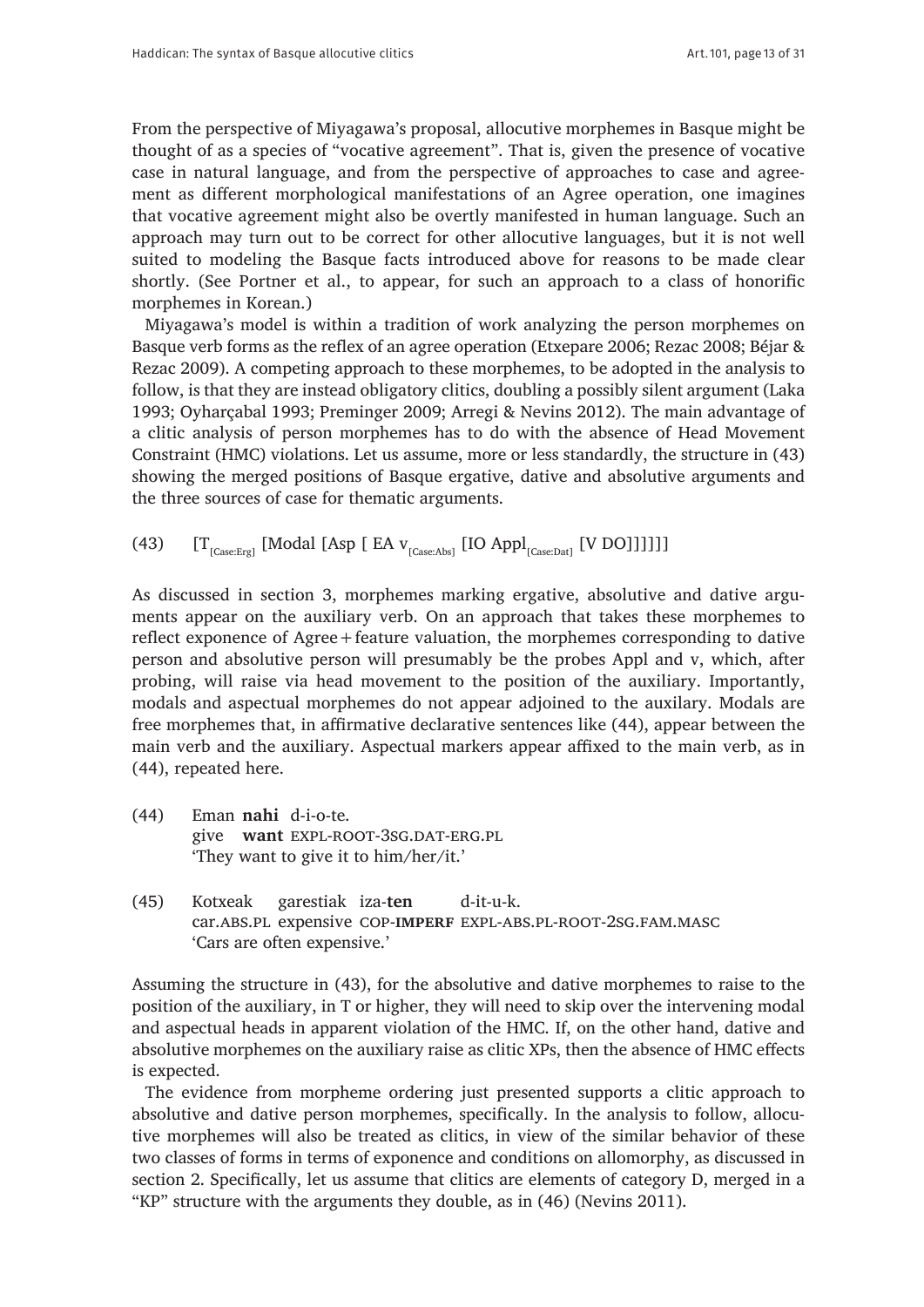From the perspective of Miyagawa's proposal, allocutive morphemes in Basque might be thought of as a species of "vocative agreement". That is, given the presence of vocative case in natural language, and from the perspective of approaches to case and agreement as different morphological manifestations of an Agree operation, one imagines that vocative agreement might also be overtly manifested in human language. Such an approach may turn out to be correct for other allocutive languages, but it is not well suited to modeling the Basque facts introduced above for reasons to be made clear shortly. (See Portner et al., to appear, for such an approach to a class of honorific morphemes in Korean.)

Miyagawa's model is within a tradition of work analyzing the person morphemes on Basque verb forms as the reflex of an agree operation (Etxepare 2006; Rezac 2008; Béjar & Rezac 2009). A competing approach to these morphemes, to be adopted in the analysis to follow, is that they are instead obligatory clitics, doubling a possibly silent argument (Laka 1993; Oyharçabal 1993; Preminger 2009; Arregi & Nevins 2012). The main advantage of a clitic analysis of person morphemes has to do with the absence of Head Movement Constraint (HMC) violations. Let us assume, more or less standardly, the structure in (43) showing the merged positions of Basque ergative, dative and absolutive arguments and the three sources of case for thematic arguments.

(43) [T$_{\text{[Case:Erg]}}$ [Modal [Asp [ EA v$_{\text{[Case:Abs]}}$ [IO Appl$_{\text{[Case:Dat]}}$ [V DO]]]]]]

As discussed in section 3, morphemes marking ergative, absolutive and dative arguments appear on the auxiliary verb. On an approach that takes these morphemes to reflect exponence of Agree + feature valuation, the morphemes corresponding to dative person and absolutive person will presumably be the probes Appl and v, which, after probing, will raise via head movement to the position of the auxiliary. Importantly, modals and aspectual morphemes do not appear adjoined to the auxilary. Modals are free morphemes that, in affirmative declarative sentences like (44), appear between the main verb and the auxiliary. Aspectual markers appear affixed to the main verb, as in (44), repeated here.

(44) Eman **nahi** d-i-o-te.
give **want** EXPL-ROOT-3SG.DAT-ERG.PL
'They want to give it to him/her/it.'

(45) Kotxeak garestiak iza-**ten** d-it-u-k.
car.ABS.PL expensive COP-**IMPERF** EXPL-ABS.PL-ROOT-2SG.FAM.MASC
'Cars are often expensive.'

Assuming the structure in (43), for the absolutive and dative morphemes to raise to the position of the auxiliary, in T or higher, they will need to skip over the intervening modal and aspectual heads in apparent violation of the HMC. If, on the other hand, dative and absolutive morphemes on the auxiliary raise as clitic XPs, then the absence of HMC effects is expected.

The evidence from morpheme ordering just presented supports a clitic approach to absolutive and dative person morphemes, specifically. In the analysis to follow, allocutive morphemes will also be treated as clitics, in view of the similar behavior of these two classes of forms in terms of exponence and conditions on allomorphy, as discussed in section 2. Specifically, let us assume that clitics are elements of category D, merged in a "KP" structure with the arguments they double, as in (46) (Nevins 2011).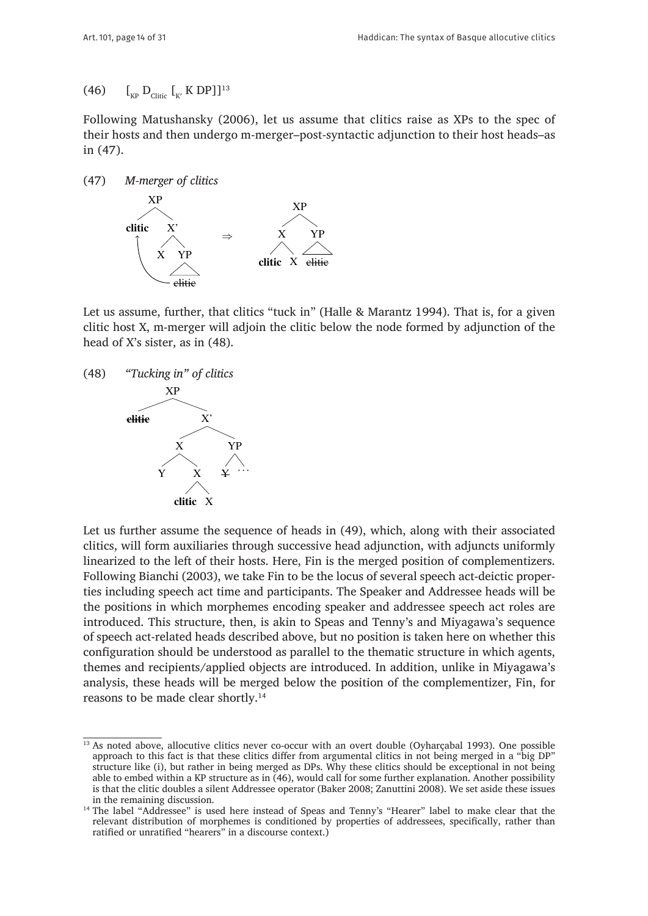(46) $[_{\text{KP}}\ \text{D}_{\text{Clitic}}\ [_{\text{K'}}\ \text{K DP}]]$[13]

Following Matushansky (2006), let us assume that clitics raise as XPs to the spec of their hosts and then undergo m-merger–post-syntactic adjunction to their host heads–as in (47).

(47) *M-merger of clitics*

```
        XP                              XP
       /  \                            /  \
  clitic   X'          ⇒              X    YP
    ↑     /  \                       / \    △
    |    X    YP                clitic  X  ~~clitic~~
    |          △
     ------ ~~clitic~~
```

Let us assume, further, that clitics "tuck in" (Halle & Marantz 1994). That is, for a given clitic host X, m-merger will adjoin the clitic below the node formed by adjunction of the head of X's sister, as in (48).

(48) *"Tucking in" of clitics*

```
            XP
           /  \
   ~~clitic~~   X'
              /  \
             X    YP
            / \   / \
           Y   X  ~~Y~~ ...
              / \
         clitic  X
```

Let us further assume the sequence of heads in (49), which, along with their associated clitics, will form auxiliaries through successive head adjunction, with adjuncts uniformly linearized to the left of their hosts. Here, Fin is the merged position of complementizers. Following Bianchi (2003), we take Fin to be the locus of several speech act-deictic properties including speech act time and participants. The Speaker and Addressee heads will be the positions in which morphemes encoding speaker and addressee speech act roles are introduced. This structure, then, is akin to Speas and Tenny's and Miyagawa's sequence of speech act-related heads described above, but no position is taken here on whether this configuration should be understood as parallel to the thematic structure in which agents, themes and recipients/applied objects are introduced. In addition, unlike in Miyagawa's analysis, these heads will be merged below the position of the complementizer, Fin, for reasons to be made clear shortly.[14]

---

[13] As noted above, allocutive clitics never co-occur with an overt double (Oyharçabal 1993). One possible approach to this fact is that these clitics differ from argumental clitics in not being merged in a "big DP" structure like (i), but rather in being merged as DPs. Why these clitics should be exceptional in not being able to embed within a KP structure as in (46), would call for some further explanation. Another possibility is that the clitic doubles a silent Addressee operator (Baker 2008; Zanuttini 2008). We set aside these issues in the remaining discussion.

[14] The label "Addressee" is used here instead of Speas and Tenny's "Hearer" label to make clear that the relevant distribution of morphemes is conditioned by properties of addressees, specifically, rather than ratified or unratified "hearers" in a discourse context.)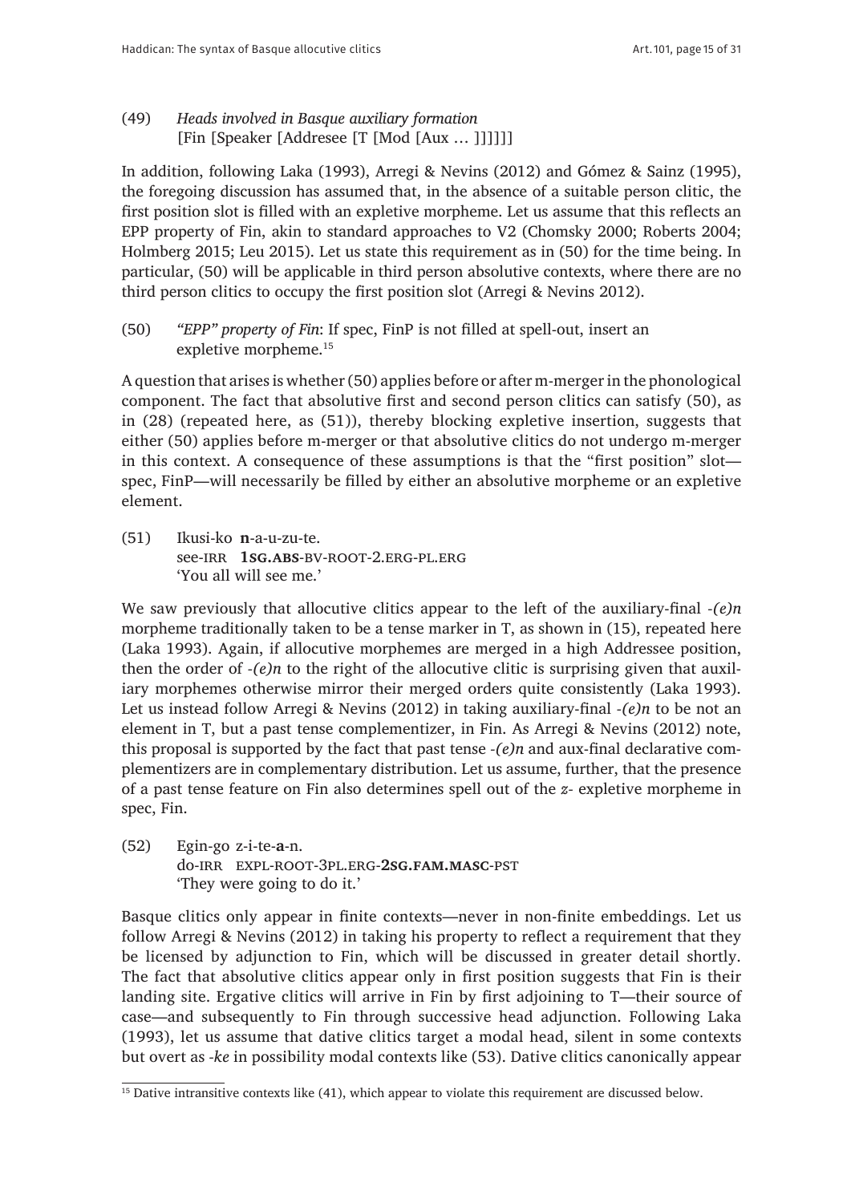(49) *Heads involved in Basque auxiliary formation*
[Fin [Speaker [Addresee [T [Mod [Aux … ]]]]]]

In addition, following Laka (1993), Arregi & Nevins (2012) and Gómez & Sainz (1995), the foregoing discussion has assumed that, in the absence of a suitable person clitic, the first position slot is filled with an expletive morpheme. Let us assume that this reflects an EPP property of Fin, akin to standard approaches to V2 (Chomsky 2000; Roberts 2004; Holmberg 2015; Leu 2015). Let us state this requirement as in (50) for the time being. In particular, (50) will be applicable in third person absolutive contexts, where there are no third person clitics to occupy the first position slot (Arregi & Nevins 2012).

(50) *"EPP" property of Fin*: If spec, FinP is not filled at spell-out, insert an expletive morpheme.[15]

A question that arises is whether (50) applies before or after m-merger in the phonological component. The fact that absolutive first and second person clitics can satisfy (50), as in (28) (repeated here, as (51)), thereby blocking expletive insertion, suggests that either (50) applies before m-merger or that absolutive clitics do not undergo m-merger in this context. A consequence of these assumptions is that the "first position" slot—spec, FinP—will necessarily be filled by either an absolutive morpheme or an expletive element.

(51) Ikusi-ko **n**-a-u-zu-te.
see-IRR **1SG.ABS**-BV-ROOT-2.ERG-PL.ERG
'You all will see me.'

We saw previously that allocutive clitics appear to the left of the auxiliary-final *-(e)n* morpheme traditionally taken to be a tense marker in T, as shown in (15), repeated here (Laka 1993). Again, if allocutive morphemes are merged in a high Addressee position, then the order of *-(e)n* to the right of the allocutive clitic is surprising given that auxiliary morphemes otherwise mirror their merged orders quite consistently (Laka 1993). Let us instead follow Arregi & Nevins (2012) in taking auxiliary-final *-(e)n* to be not an element in T, but a past tense complementizer, in Fin. As Arregi & Nevins (2012) note, this proposal is supported by the fact that past tense *-(e)n* and aux-final declarative complementizers are in complementary distribution. Let us assume, further, that the presence of a past tense feature on Fin also determines spell out of the *z-* expletive morpheme in spec, Fin.

(52) Egin-go z-i-te-**a**-n.
do-IRR EXPL-ROOT-3PL.ERG-**2SG.FAM.MASC**-PST
'They were going to do it.'

Basque clitics only appear in finite contexts—never in non-finite embeddings. Let us follow Arregi & Nevins (2012) in taking his property to reflect a requirement that they be licensed by adjunction to Fin, which will be discussed in greater detail shortly. The fact that absolutive clitics appear only in first position suggests that Fin is their landing site. Ergative clitics will arrive in Fin by first adjoining to T—their source of case—and subsequently to Fin through successive head adjunction. Following Laka (1993), let us assume that dative clitics target a modal head, silent in some contexts but overt as *-ke* in possibility modal contexts like (53). Dative clitics canonically appear

[15] Dative intransitive contexts like (41), which appear to violate this requirement are discussed below.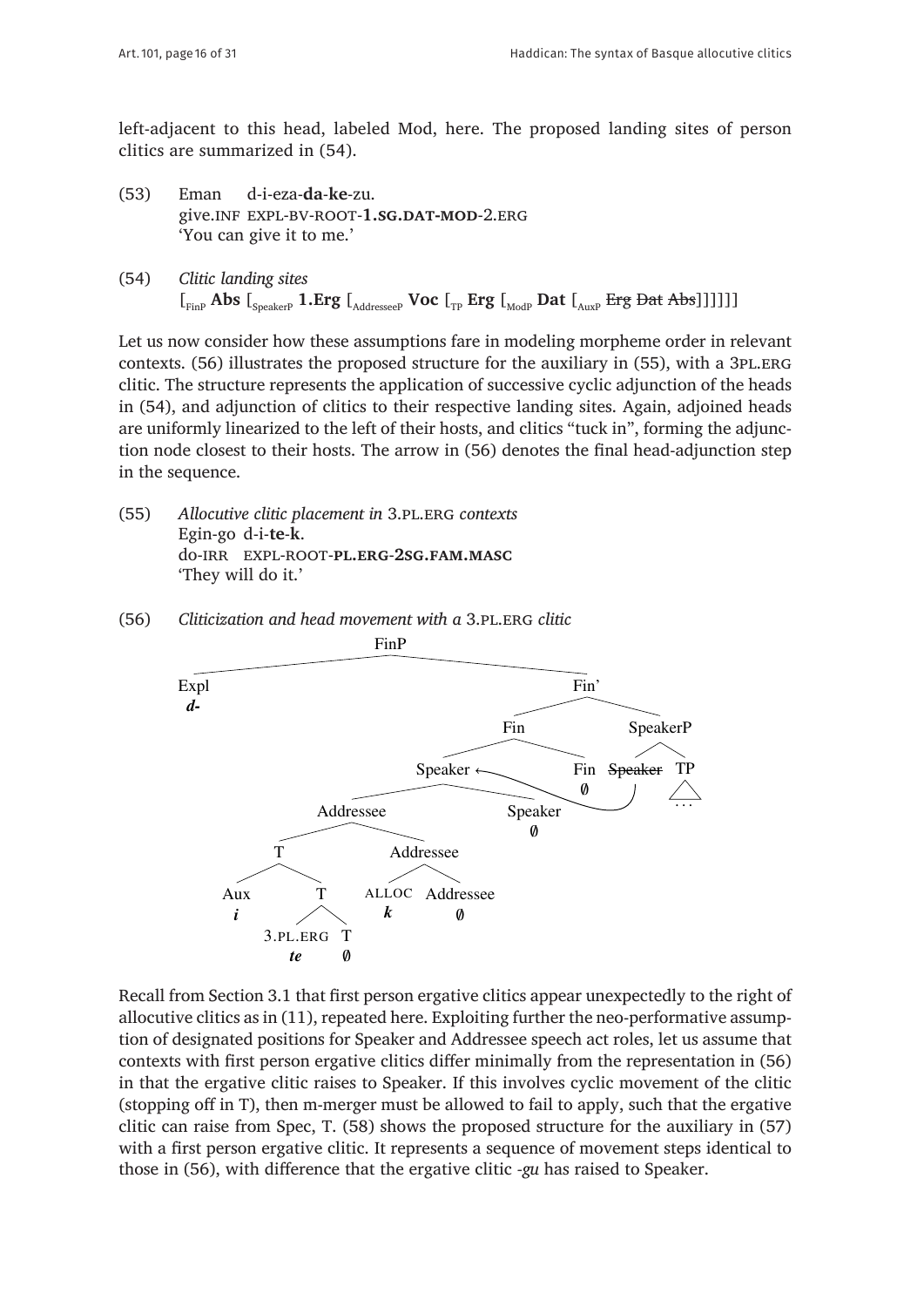left-adjacent to this head, labeled Mod, here. The proposed landing sites of person clitics are summarized in (54).

(53) Eman d-i-eza-**da**-**ke**-zu.
give.INF EXPL-BV-ROOT-**1.SG.DAT-MOD**-2.ERG
'You can give it to me.'

(54) *Clitic landing sites*
$[_{\text{FinP}}$ **Abs** $[_{\text{SpeakerP}}$ **1.Erg** $[_{\text{AddresseeP}}$ **Voc** $[_{\text{TP}}$ **Erg** $[_{\text{ModP}}$ **Dat** $[_{\text{AuxP}}$ ~~Erg~~ ~~Dat~~ ~~Abs~~$]]]]]]$

Let us now consider how these assumptions fare in modeling morpheme order in relevant contexts. (56) illustrates the proposed structure for the auxiliary in (55), with a 3PL.ERG clitic. The structure represents the application of successive cyclic adjunction of the heads in (54), and adjunction of clitics to their respective landing sites. Again, adjoined heads are uniformly linearized to the left of their hosts, and clitics "tuck in", forming the adjunction node closest to their hosts. The arrow in (56) denotes the final head-adjunction step in the sequence.

(55) *Allocutive clitic placement in* 3.PL.ERG *contexts*
Egin-go d-i-**te**-**k**.
do-IRR EXPL-ROOT-**PL.ERG-2SG.FAM.MASC**
'They will do it.'

(56) *Cliticization and head movement with a* 3.PL.ERG *clitic*

```
[FinP [Expl d-]
      [Fin' [Fin [Speaker [Addressee [T [Aux i] [T [3.PL.ERG te] [T ∅]]]
                                     [Addressee [ALLOC k] [Addressee ∅]]]
                          [Speaker ∅]]
                 [Fin ∅]]
            [SpeakerP ~~Speaker~~ [TP ...]]]]
(arrow: ~~Speaker~~ → Speaker)
```

Recall from Section 3.1 that first person ergative clitics appear unexpectedly to the right of allocutive clitics as in (11), repeated here. Exploiting further the neo-performative assumption of designated positions for Speaker and Addressee speech act roles, let us assume that contexts with first person ergative clitics differ minimally from the representation in (56) in that the ergative clitic raises to Speaker. If this involves cyclic movement of the clitic (stopping off in T), then m-merger must be allowed to fail to apply, such that the ergative clitic can raise from Spec, T. (58) shows the proposed structure for the auxiliary in (57) with a first person ergative clitic. It represents a sequence of movement steps identical to those in (56), with difference that the ergative clitic *-gu* has raised to Speaker.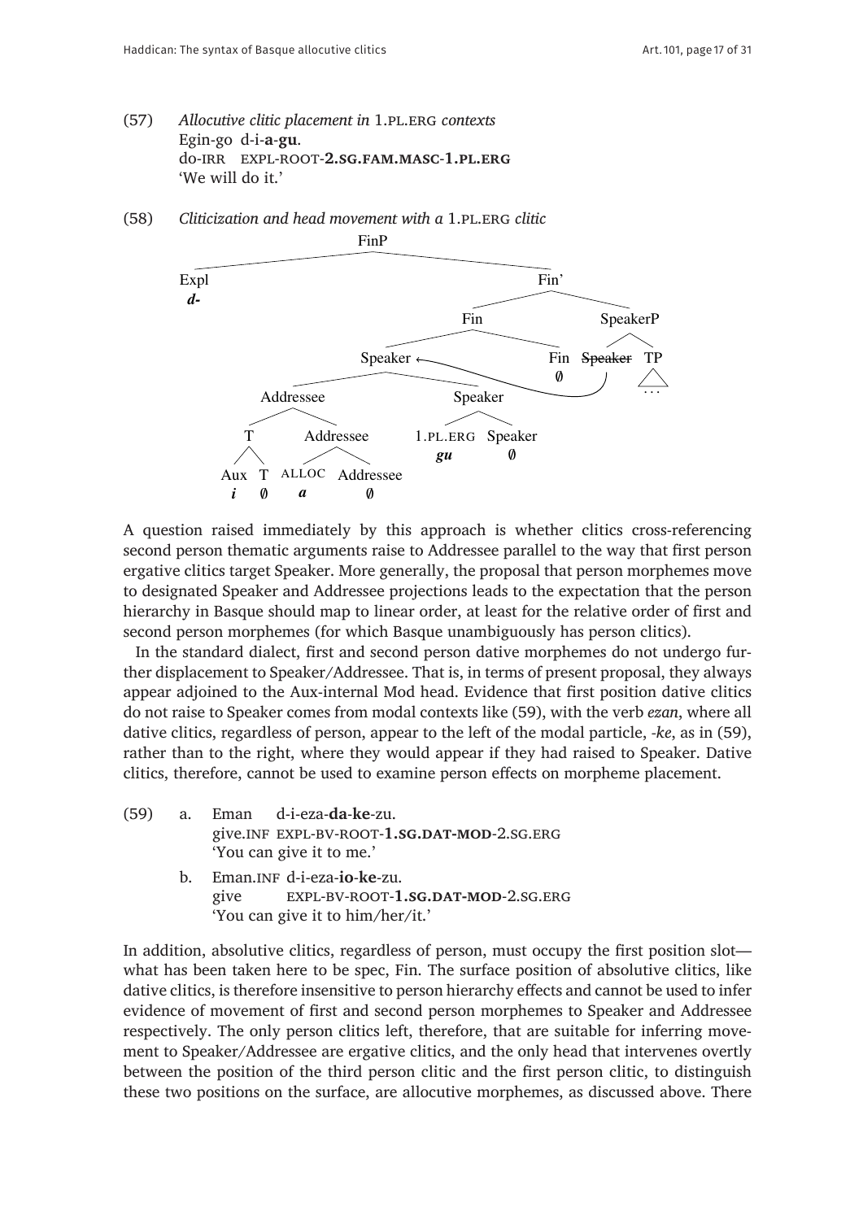(57) *Allocutive clitic placement in* 1.PL.ERG *contexts*
Egin-go d-i-**a**-**gu**.
do-IRR EXPL-ROOT-**2.SG.FAM.MASC**-**1.PL.ERG**
'We will do it.'

(58) *Cliticization and head movement with a* 1.PL.ERG *clitic*

```
FinP
├── Expl
│   d-
└── Fin'
    ├── Fin
    │   ├── Speaker  ←─────────────────┐
    │   │   ├── Addressee              │
    │   │   │   ├── T                  │
    │   │   │   │   ├── Aux  i         │
    │   │   │   │   └── T    ∅         │
    │   │   │   └── Addressee          │
    │   │   │       ├── ALLOC  a       │
    │   │   │       └── Addressee  ∅   │
    │   │   └── Speaker                │
    │   │       ├── 1.PL.ERG  gu       │
    │   │       └── Speaker  ∅         │
    │   └── Fin  ∅                     │
    └── SpeakerP                       │
        ├── ~~Speaker~~  ──────────────┘
        └── TP
            ...
```

A question raised immediately by this approach is whether clitics cross-referencing second person thematic arguments raise to Addressee parallel to the way that first person ergative clitics target Speaker. More generally, the proposal that person morphemes move to designated Speaker and Addressee projections leads to the expectation that the person hierarchy in Basque should map to linear order, at least for the relative order of first and second person morphemes (for which Basque unambiguously has person clitics).

In the standard dialect, first and second person dative morphemes do not undergo further displacement to Speaker/Addressee. That is, in terms of present proposal, they always appear adjoined to the Aux-internal Mod head. Evidence that first position dative clitics do not raise to Speaker comes from modal contexts like (59), with the verb *ezan*, where all dative clitics, regardless of person, appear to the left of the modal particle, *-ke*, as in (59), rather than to the right, where they would appear if they had raised to Speaker. Dative clitics, therefore, cannot be used to examine person effects on morpheme placement.

(59) a. Eman d-i-eza-**da**-**ke**-zu.
give.INF EXPL-BV-ROOT-**1.SG.DAT-MOD**-2.SG.ERG
'You can give it to me.'

b. Eman.INF d-i-eza-**io**-**ke**-zu.
give EXPL-BV-ROOT-**1.SG.DAT-MOD**-2.SG.ERG
'You can give it to him/her/it.'

In addition, absolutive clitics, regardless of person, must occupy the first position slot—what has been taken here to be spec, Fin. The surface position of absolutive clitics, like dative clitics, is therefore insensitive to person hierarchy effects and cannot be used to infer evidence of movement of first and second person morphemes to Speaker and Addressee respectively. The only person clitics left, therefore, that are suitable for inferring movement to Speaker/Addressee are ergative clitics, and the only head that intervenes overtly between the position of the third person clitic and the first person clitic, to distinguish these two positions on the surface, are allocutive morphemes, as discussed above. There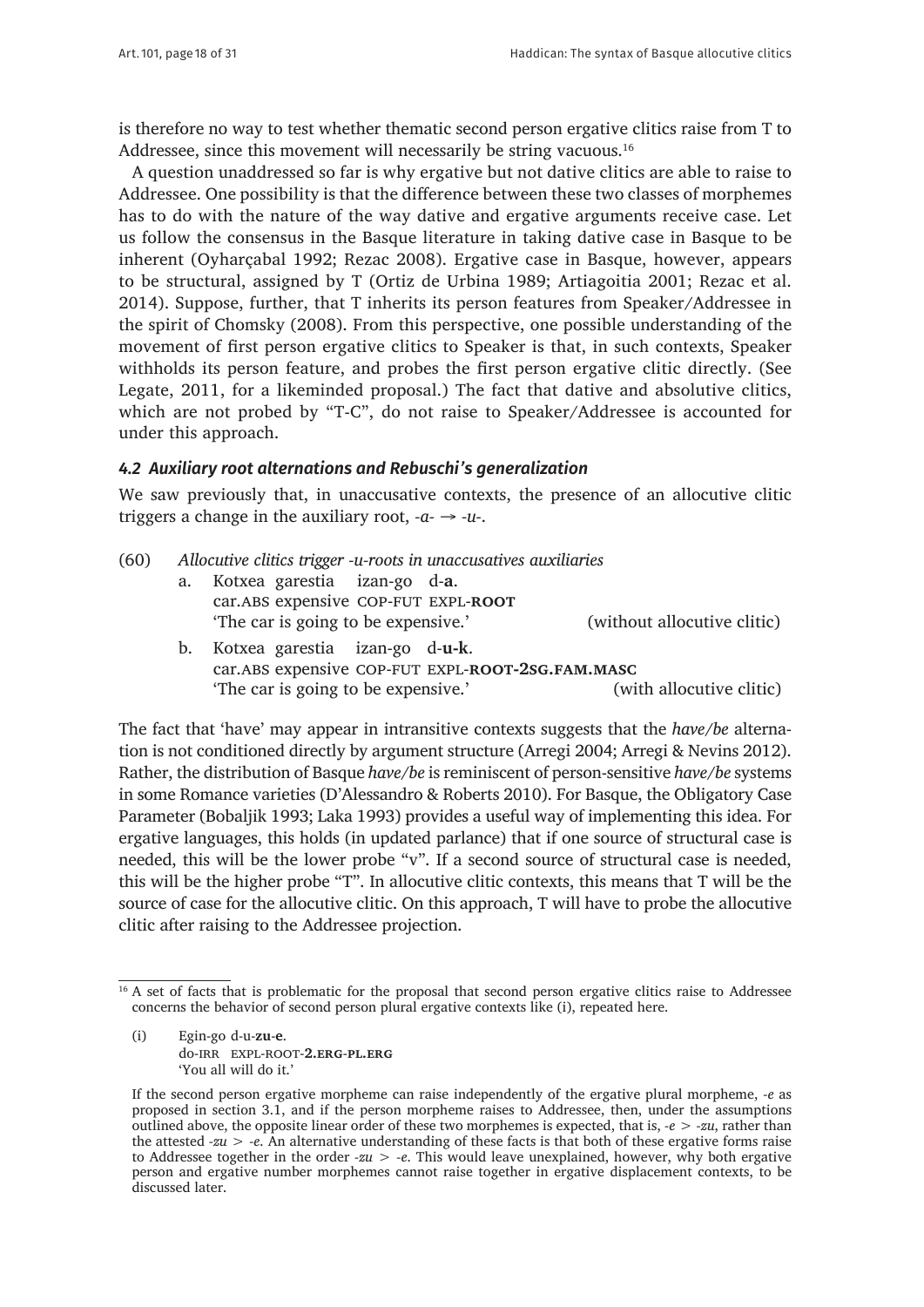is therefore no way to test whether thematic second person ergative clitics raise from T to Addressee, since this movement will necessarily be string vacuous.[16]

A question unaddressed so far is why ergative but not dative clitics are able to raise to Addressee. One possibility is that the difference between these two classes of morphemes has to do with the nature of the way dative and ergative arguments receive case. Let us follow the consensus in the Basque literature in taking dative case in Basque to be inherent (Oyharçabal 1992; Rezac 2008). Ergative case in Basque, however, appears to be structural, assigned by T (Ortiz de Urbina 1989; Artiagoitia 2001; Rezac et al. 2014). Suppose, further, that T inherits its person features from Speaker/Addressee in the spirit of Chomsky (2008). From this perspective, one possible understanding of the movement of first person ergative clitics to Speaker is that, in such contexts, Speaker withholds its person feature, and probes the first person ergative clitic directly. (See Legate, 2011, for a likeminded proposal.) The fact that dative and absolutive clitics, which are not probed by "T-C", do not raise to Speaker/Addressee is accounted for under this approach.

### *4.2 Auxiliary root alternations and Rebuschi's generalization*

We saw previously that, in unaccusative contexts, the presence of an allocutive clitic triggers a change in the auxiliary root, *-a-* → *-u-*.

(60) *Allocutive clitics trigger -u-roots in unaccusatives auxiliaries*

a. Kotxea garestia izan-go d-**a**.
   car.ABS expensive COP-FUT EXPL-**ROOT**
   'The car is going to be expensive.' (without allocutive clitic)

b. Kotxea garestia izan-go d-**u-k**.
   car.ABS expensive COP-FUT EXPL-**ROOT-2SG.FAM.MASC**
   'The car is going to be expensive.' (with allocutive clitic)

The fact that 'have' may appear in intransitive contexts suggests that the *have/be* alternation is not conditioned directly by argument structure (Arregi 2004; Arregi & Nevins 2012). Rather, the distribution of Basque *have/be* is reminiscent of person-sensitive *have/be* systems in some Romance varieties (D'Alessandro & Roberts 2010). For Basque, the Obligatory Case Parameter (Bobaljik 1993; Laka 1993) provides a useful way of implementing this idea. For ergative languages, this holds (in updated parlance) that if one source of structural case is needed, this will be the lower probe "v". If a second source of structural case is needed, this will be the higher probe "T". In allocutive clitic contexts, this means that T will be the source of case for the allocutive clitic. On this approach, T will have to probe the allocutive clitic after raising to the Addressee projection.

---

[16] A set of facts that is problematic for the proposal that second person ergative clitics raise to Addressee concerns the behavior of second person plural ergative contexts like (i), repeated here.

(i) Egin-go d-u-**zu-e**.
    do-IRR EXPL-ROOT-**2.ERG-PL.ERG**
    'You all will do it.'

If the second person ergative morpheme can raise independently of the ergative plural morpheme, *-e* as proposed in section 3.1, and if the person morpheme raises to Addressee, then, under the assumptions outlined above, the opposite linear order of these two morphemes is expected, that is, *-e* > *-zu*, rather than the attested *-zu* > *-e*. An alternative understanding of these facts is that both of these ergative forms raise to Addressee together in the order *-zu* > *-e*. This would leave unexplained, however, why both ergative person and ergative number morphemes cannot raise together in ergative displacement contexts, to be discussed later.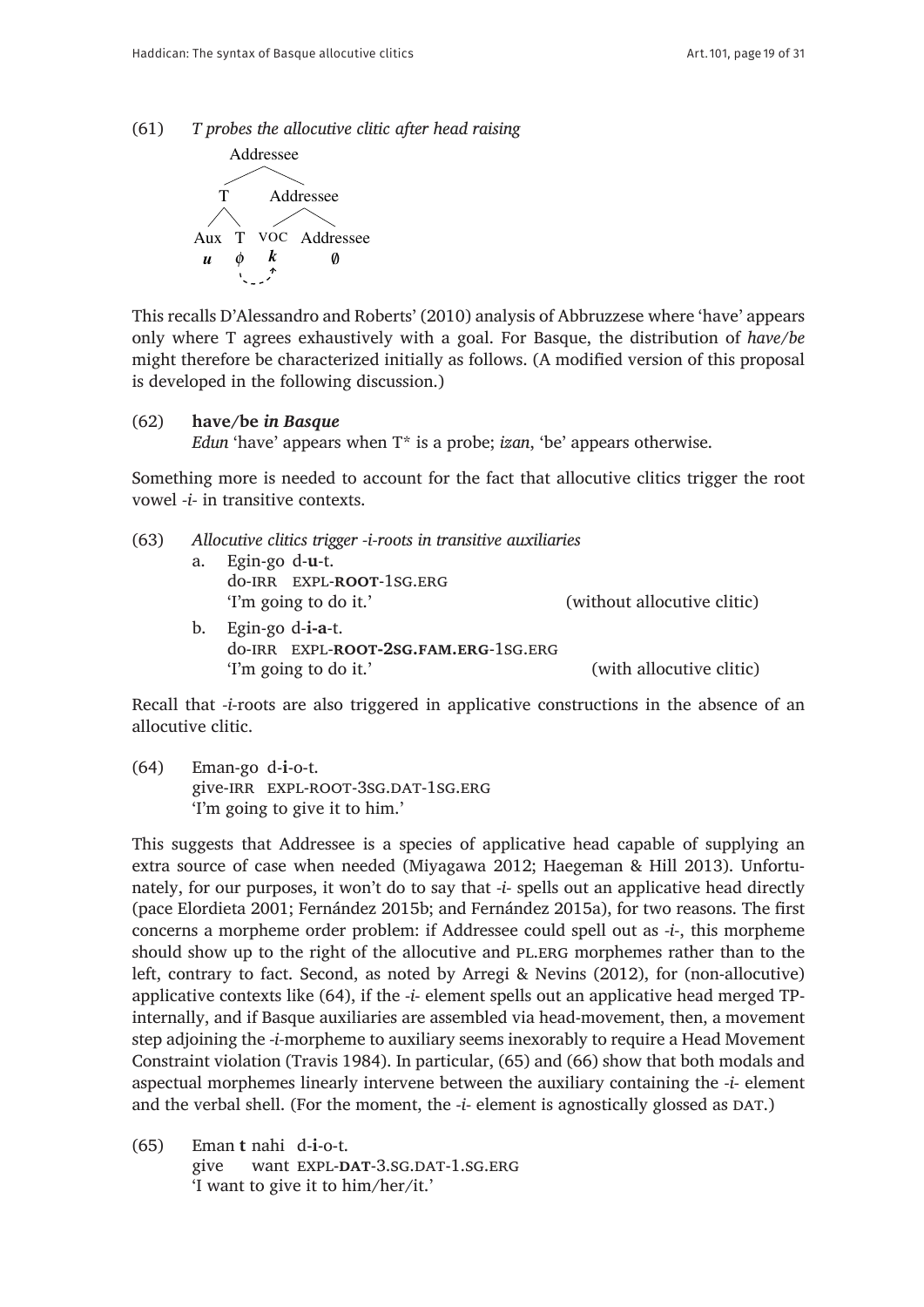(61) *T probes the allocutive clitic after head raising*

```
            Addressee
           /         \
          T        Addressee
         / \       /       \
      Aux   T    VOC     Addressee
       u    ϕ     k          ∅
            ╰- - -↗
```

This recalls D'Alessandro and Roberts' (2010) analysis of Abbruzzese where 'have' appears only where T agrees exhaustively with a goal. For Basque, the distribution of *have/be* might therefore be characterized initially as follows. (A modified version of this proposal is developed in the following discussion.)

(62) **have/be** ***in Basque***
*Edun* 'have' appears when T* is a probe; *izan*, 'be' appears otherwise.

Something more is needed to account for the fact that allocutive clitics trigger the root vowel *-i-* in transitive contexts.

(63) *Allocutive clitics trigger -i-roots in transitive auxiliaries*

a. Egin-go d-**u**-t.
do-IRR EXPL-**ROOT**-1SG.ERG
'I'm going to do it.' (without allocutive clitic)

b. Egin-go d-**i-a**-t.
do-IRR EXPL-**ROOT-2SG.FAM.ERG**-1SG.ERG
'I'm going to do it.' (with allocutive clitic)

Recall that *-i*-roots are also triggered in applicative constructions in the absence of an allocutive clitic.

(64) Eman-go d-**i**-o-t.
give-IRR EXPL-ROOT-3SG.DAT-1SG.ERG
'I'm going to give it to him.'

This suggests that Addressee is a species of applicative head capable of supplying an extra source of case when needed (Miyagawa 2012; Haegeman & Hill 2013). Unfortunately, for our purposes, it won't do to say that *-i-* spells out an applicative head directly (pace Elordieta 2001; Fernández 2015b; and Fernández 2015a), for two reasons. The first concerns a morpheme order problem: if Addressee could spell out as *-i-*, this morpheme should show up to the right of the allocutive and PL.ERG morphemes rather than to the left, contrary to fact. Second, as noted by Arregi & Nevins (2012), for (non-allocutive) applicative contexts like (64), if the *-i-* element spells out an applicative head merged TP-internally, and if Basque auxiliaries are assembled via head-movement, then, a movement step adjoining the *-i*-morpheme to auxiliary seems inexorably to require a Head Movement Constraint violation (Travis 1984). In particular, (65) and (66) show that both modals and aspectual morphemes linearly intervene between the auxiliary containing the *-i-* element and the verbal shell. (For the moment, the *-i-* element is agnostically glossed as DAT.)

(65) Eman **t** nahi d-**i**-o-t.
give want EXPL-**DAT**-3.SG.DAT-1.SG.ERG
'I want to give it to him/her/it.'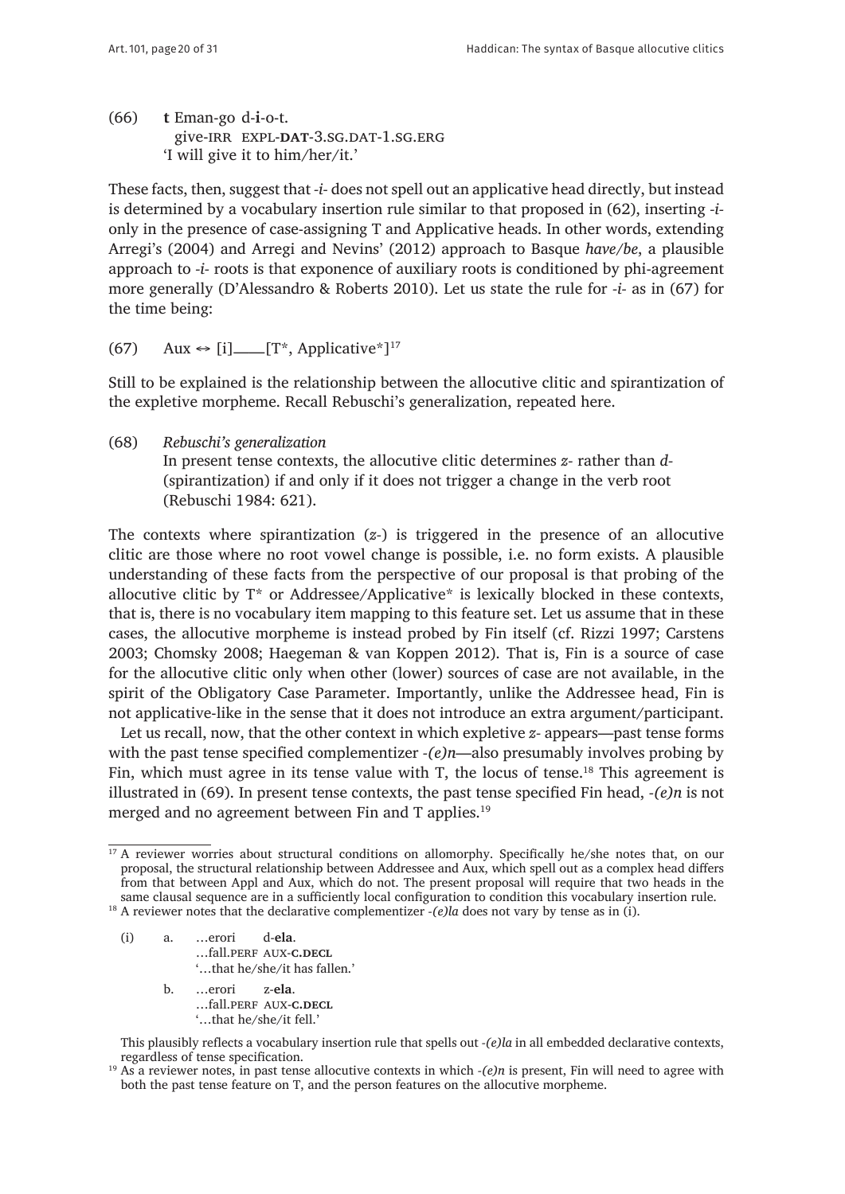(66) **t** Eman-go d-**i**-o-t.
give-IRR EXPL-**DAT**-3.SG.DAT-1.SG.ERG
'I will give it to him/her/it.'

These facts, then, suggest that *-i-* does not spell out an applicative head directly, but instead is determined by a vocabulary insertion rule similar to that proposed in (62), inserting *-i-* only in the presence of case-assigning T and Applicative heads. In other words, extending Arregi's (2004) and Arregi and Nevins' (2012) approach to Basque *have/be*, a plausible approach to *-i-* roots is that exponence of auxiliary roots is conditioned by phi-agreement more generally (D'Alessandro & Roberts 2010). Let us state the rule for *-i-* as in (67) for the time being:

(67) Aux ⇔ [i]____[T*, Applicative*][17]

Still to be explained is the relationship between the allocutive clitic and spirantization of the expletive morpheme. Recall Rebuschi's generalization, repeated here.

(68) *Rebuschi's generalization*
In present tense contexts, the allocutive clitic determines *z-* rather than *d-* (spirantization) if and only if it does not trigger a change in the verb root (Rebuschi 1984: 621).

The contexts where spirantization (*z-*) is triggered in the presence of an allocutive clitic are those where no root vowel change is possible, i.e. no form exists. A plausible understanding of these facts from the perspective of our proposal is that probing of the allocutive clitic by T* or Addressee/Applicative* is lexically blocked in these contexts, that is, there is no vocabulary item mapping to this feature set. Let us assume that in these cases, the allocutive morpheme is instead probed by Fin itself (cf. Rizzi 1997; Carstens 2003; Chomsky 2008; Haegeman & van Koppen 2012). That is, Fin is a source of case for the allocutive clitic only when other (lower) sources of case are not available, in the spirit of the Obligatory Case Parameter. Importantly, unlike the Addressee head, Fin is not applicative-like in the sense that it does not introduce an extra argument/participant.

Let us recall, now, that the other context in which expletive *z-* appears—past tense forms with the past tense specified complementizer *-(e)n*—also presumably involves probing by Fin, which must agree in its tense value with T, the locus of tense.[18] This agreement is illustrated in (69). In present tense contexts, the past tense specified Fin head, *-(e)n* is not merged and no agreement between Fin and T applies.[19]

---

[17] A reviewer worries about structural conditions on allomorphy. Specifically he/she notes that, on our proposal, the structural relationship between Addressee and Aux, which spell out as a complex head differs from that between Appl and Aux, which do not. The present proposal will require that two heads in the same clausal sequence are in a sufficiently local configuration to condition this vocabulary insertion rule.

[18] A reviewer notes that the declarative complementizer *-(e)la* does not vary by tense as in (i).

(i) a. …erori d-**ela**.
…fall.PERF AUX-**C.DECL**
'…that he/she/it has fallen.'

b. …erori z-**ela**.
…fall.PERF AUX-**C.DECL**
'…that he/she/it fell.'

This plausibly reflects a vocabulary insertion rule that spells out *-(e)la* in all embedded declarative contexts, regardless of tense specification.

[19] As a reviewer notes, in past tense allocutive contexts in which *-(e)n* is present, Fin will need to agree with both the past tense feature on T, and the person features on the allocutive morpheme.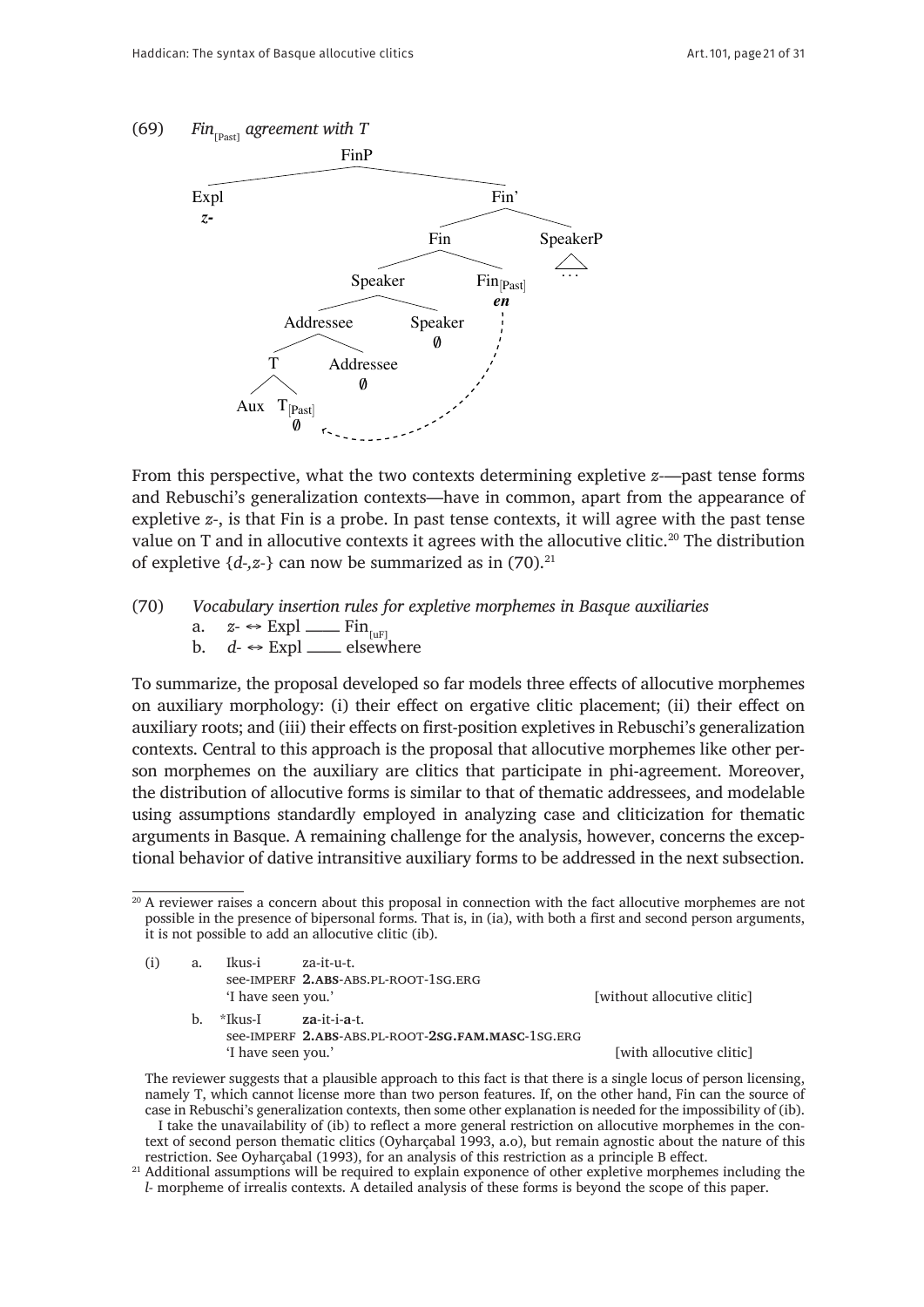(69) *Fin*$_{[Past]}$ *agreement with T*

```
FinP
├── Expl
│   z-
└── Fin'
    ├── Fin
    │   ├── Speaker
    │   │   ├── Addressee
    │   │   │   ├── T
    │   │   │   │   ├── Aux
    │   │   │   │   └── T[Past]
    │   │   │   │       ∅
    │   │   │   └── Addressee
    │   │   │       ∅
    │   │   └── Speaker
    │   │       ∅
    │   └── Fin[Past]
    │       en
    └── SpeakerP
        ...
```

From this perspective, what the two contexts determining expletive *z-*—past tense forms and Rebuschi's generalization contexts—have in common, apart from the appearance of expletive *z-*, is that Fin is a probe. In past tense contexts, it will agree with the past tense value on T and in allocutive contexts it agrees with the allocutive clitic.[20] The distribution of expletive {*d-*,*z-*} can now be summarized as in (70).[21]

(70) *Vocabulary insertion rules for expletive morphemes in Basque auxiliaries*
  a. *z-* ↔ Expl ___ Fin$_{[uF]}$
  b. *d-* ↔ Expl ___ elsewhere

To summarize, the proposal developed so far models three effects of allocutive morphemes on auxiliary morphology: (i) their effect on ergative clitic placement; (ii) their effect on auxiliary roots; and (iii) their effects on first-position expletives in Rebuschi's generalization contexts. Central to this approach is the proposal that allocutive morphemes like other person morphemes on the auxiliary are clitics that participate in phi-agreement. Moreover, the distribution of allocutive forms is similar to that of thematic addressees, and modelable using assumptions standardly employed in analyzing case and cliticization for thematic arguments in Basque. A remaining challenge for the analysis, however, concerns the exceptional behavior of dative intransitive auxiliary forms to be addressed in the next subsection.

---

[20] A reviewer raises a concern about this proposal in connection with the fact allocutive morphemes are not possible in the presence of bipersonal forms. That is, in (ia), with both a first and second person arguments, it is not possible to add an allocutive clitic (ib).

(i) a. Ikus-i za-it-u-t.
  see-IMPERF **2.ABS**-ABS.PL-ROOT-1SG.ERG
  'I have seen you.' [without allocutive clitic]

 b. *Ikus-I **za**-it-i-**a**-t.
  see-IMPERF **2.ABS**-ABS.PL-ROOT-**2SG.FAM.MASC**-1SG.ERG
  'I have seen you.' [with allocutive clitic]

The reviewer suggests that a plausible approach to this fact is that there is a single locus of person licensing, namely T, which cannot license more than two person features. If, on the other hand, Fin can the source of case in Rebuschi's generalization contexts, then some other explanation is needed for the impossibility of (ib).

I take the unavailability of (ib) to reflect a more general restriction on allocutive morphemes in the context of second person thematic clitics (Oyharçabal 1993, a.o), but remain agnostic about the nature of this restriction. See Oyharçabal (1993), for an analysis of this restriction as a principle B effect.

[21] Additional assumptions will be required to explain exponence of other expletive morphemes including the *l-* morpheme of irrealis contexts. A detailed analysis of these forms is beyond the scope of this paper.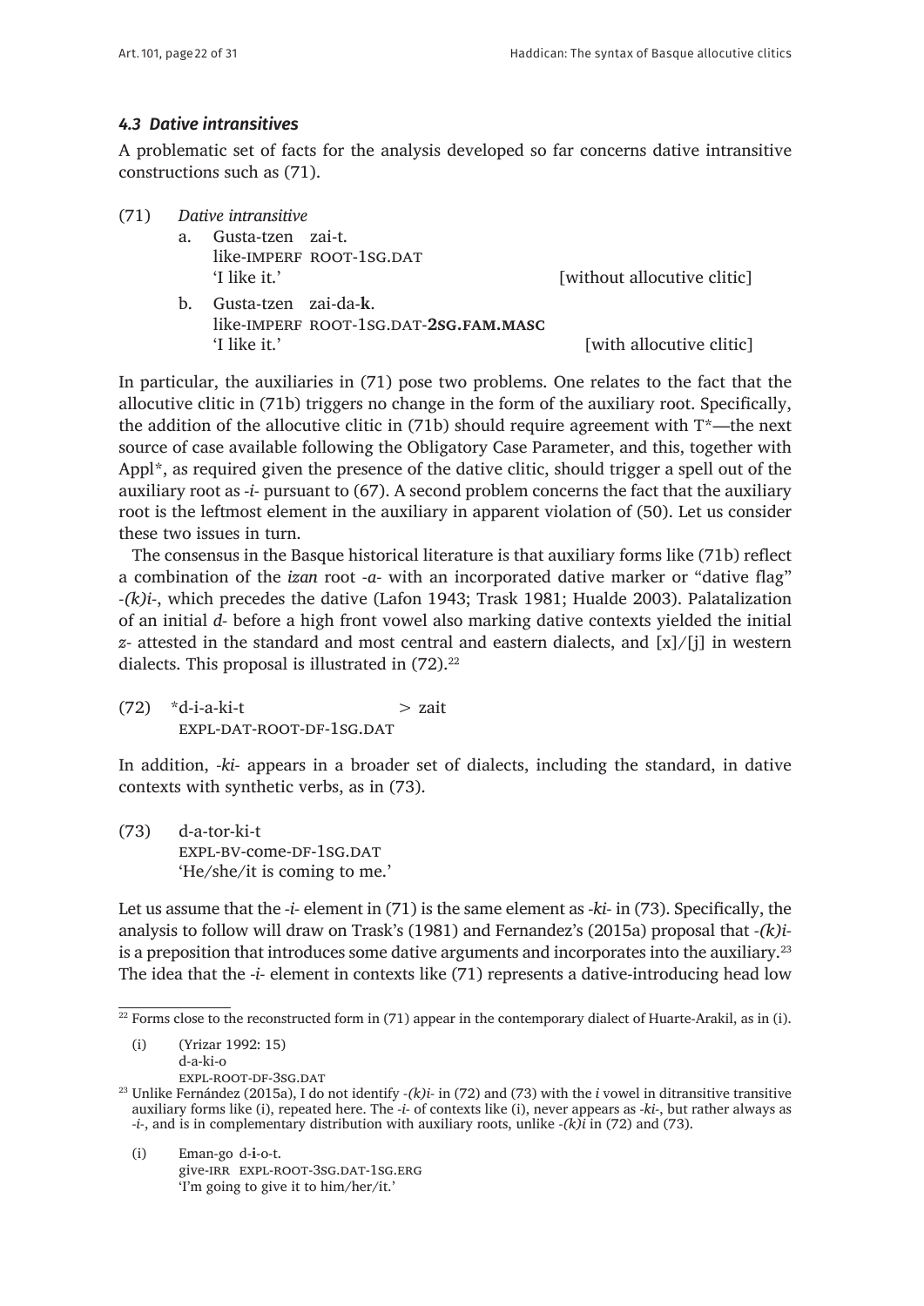### *4.3 Dative intransitives*

A problematic set of facts for the analysis developed so far concerns dative intransitive constructions such as (71).

(71) *Dative intransitive*

a. Gusta-tzen zai-t.
like-IMPERF ROOT-1SG.DAT
'I like it.' [without allocutive clitic]

b. Gusta-tzen zai-da-**k**.
like-IMPERF ROOT-1SG.DAT-**2SG.FAM.MASC**
'I like it.' [with allocutive clitic]

In particular, the auxiliaries in (71) pose two problems. One relates to the fact that the allocutive clitic in (71b) triggers no change in the form of the auxiliary root. Specifically, the addition of the allocutive clitic in (71b) should require agreement with T*—the next source of case available following the Obligatory Case Parameter, and this, together with Appl*, as required given the presence of the dative clitic, should trigger a spell out of the auxiliary root as *-i-* pursuant to (67). A second problem concerns the fact that the auxiliary root is the leftmost element in the auxiliary in apparent violation of (50). Let us consider these two issues in turn.

The consensus in the Basque historical literature is that auxiliary forms like (71b) reflect a combination of the *izan* root *-a-* with an incorporated dative marker or "dative flag" *-(k)i-*, which precedes the dative (Lafon 1943; Trask 1981; Hualde 2003). Palatalization of an initial *d-* before a high front vowel also marking dative contexts yielded the initial *z-* attested in the standard and most central and eastern dialects, and [x]/[j] in western dialects. This proposal is illustrated in (72).[22]

(72) *d-i-a-ki-t > zait
EXPL-DAT-ROOT-DF-1SG.DAT

In addition, *-ki-* appears in a broader set of dialects, including the standard, in dative contexts with synthetic verbs, as in (73).

(73) d-a-tor-ki-t
EXPL-BV-come-DF-1SG.DAT
'He/she/it is coming to me.'

Let us assume that the *-i-* element in (71) is the same element as *-ki-* in (73). Specifically, the analysis to follow will draw on Trask's (1981) and Fernandez's (2015a) proposal that *-(k)i-* is a preposition that introduces some dative arguments and incorporates into the auxiliary.[23] The idea that the *-i-* element in contexts like (71) represents a dative-introducing head low

---

[22] Forms close to the reconstructed form in (71) appear in the contemporary dialect of Huarte-Arakil, as in (i).

(i) (Yrizar 1992: 15)
d-a-ki-o
EXPL-ROOT-DF-3SG.DAT

[23] Unlike Fernández (2015a), I do not identify *-(k)i-* in (72) and (73) with the *i* vowel in ditransitive transitive auxiliary forms like (i), repeated here. The *-i-* of contexts like (i), never appears as *-ki-*, but rather always as *-i-*, and is in complementary distribution with auxiliary roots, unlike *-(k)i* in (72) and (73).

(i) Eman-go d-**i**-o-t.
give-IRR EXPL-ROOT-3SG.DAT-1SG.ERG
'I'm going to give it to him/her/it.'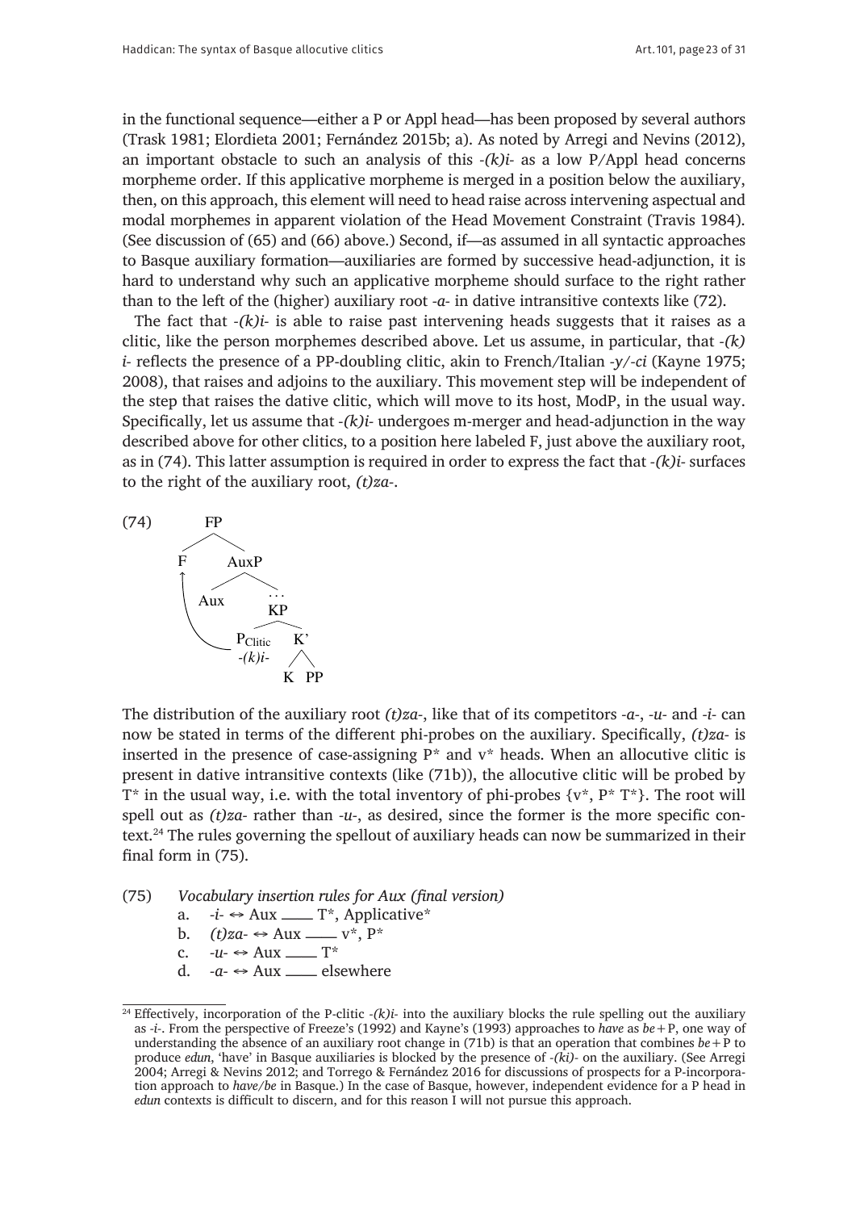in the functional sequence—either a P or Appl head—has been proposed by several authors (Trask 1981; Elordieta 2001; Fernández 2015b; a). As noted by Arregi and Nevins (2012), an important obstacle to such an analysis of this *-(k)i-* as a low P/Appl head concerns morpheme order. If this applicative morpheme is merged in a position below the auxiliary, then, on this approach, this element will need to head raise across intervening aspectual and modal morphemes in apparent violation of the Head Movement Constraint (Travis 1984). (See discussion of (65) and (66) above.) Second, if—as assumed in all syntactic approaches to Basque auxiliary formation—auxiliaries are formed by successive head-adjunction, it is hard to understand why such an applicative morpheme should surface to the right rather than to the left of the (higher) auxiliary root *-a-* in dative intransitive contexts like (72).

The fact that *-(k)i-* is able to raise past intervening heads suggests that it raises as a clitic, like the person morphemes described above. Let us assume, in particular, that *-(k)i-* reflects the presence of a PP-doubling clitic, akin to French/Italian *-y/-ci* (Kayne 1975; 2008), that raises and adjoins to the auxiliary. This movement step will be independent of the step that raises the dative clitic, which will move to its host, ModP, in the usual way. Specifically, let us assume that *-(k)i-* undergoes m-merger and head-adjunction in the way described above for other clitics, to a position here labeled F, just above the auxiliary root, as in (74). This latter assumption is required in order to express the fact that *-(k)i-* surfaces to the right of the auxiliary root, *(t)za-*.

(74) [FP F [AuxP Aux … [KP $P_{Clitic}$ *-(k)i-* [K' K PP]]]] (with $P_{Clitic}$ *-(k)i-* moving to F)

The distribution of the auxiliary root *(t)za-*, like that of its competitors *-a-*, *-u-* and *-i-* can now be stated in terms of the different phi-probes on the auxiliary. Specifically, *(t)za-* is inserted in the presence of case-assigning P* and v* heads. When an allocutive clitic is present in dative intransitive contexts (like (71b)), the allocutive clitic will be probed by T* in the usual way, i.e. with the total inventory of phi-probes {v*, P* T*}. The root will spell out as *(t)za-* rather than *-u-*, as desired, since the former is the more specific context.[24] The rules governing the spellout of auxiliary heads can now be summarized in their final form in (75).

(75) *Vocabulary insertion rules for Aux (final version)*
  a. *-i-* ⇔ Aux ___ T*, Applicative*
  b. *(t)za-* ⇔ Aux ___ v*, P*
  c. *-u-* ⇔ Aux ___ T*
  d. *-a-* ⇔ Aux ___ elsewhere

[24] Effectively, incorporation of the P-clitic *-(k)i-* into the auxiliary blocks the rule spelling out the auxiliary as *-i-*. From the perspective of Freeze's (1992) and Kayne's (1993) approaches to *have* as *be*+P, one way of understanding the absence of an auxiliary root change in (71b) is that an operation that combines *be*+P to produce *edun*, 'have' in Basque auxiliaries is blocked by the presence of *-(ki)-* on the auxiliary. (See Arregi 2004; Arregi & Nevins 2012; and Torrego & Fernández 2016 for discussions of prospects for a P-incorporation approach to *have/be* in Basque.) In the case of Basque, however, independent evidence for a P head in *edun* contexts is difficult to discern, and for this reason I will not pursue this approach.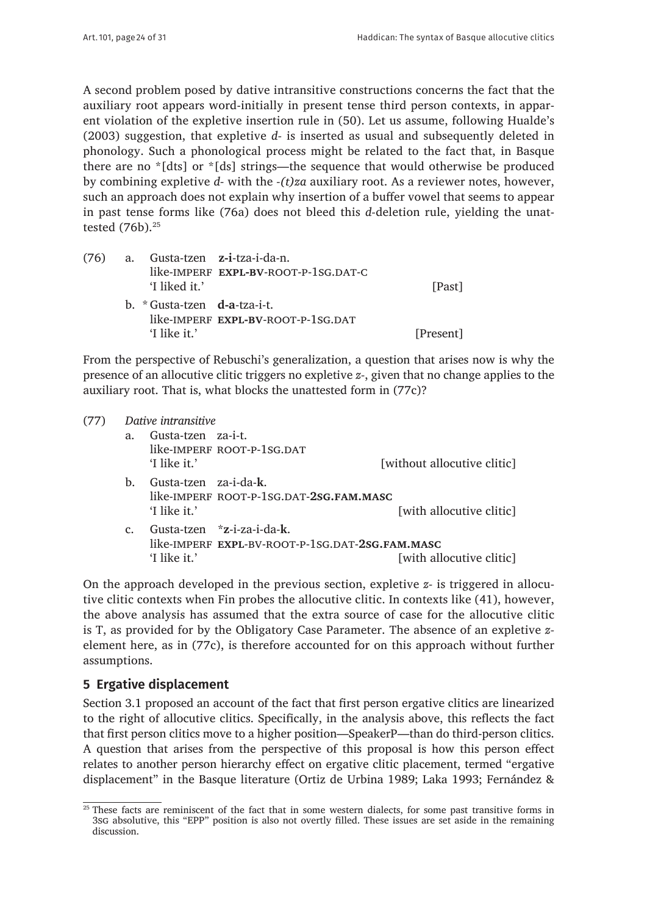A second problem posed by dative intransitive constructions concerns the fact that the auxiliary root appears word-initially in present tense third person contexts, in apparent violation of the expletive insertion rule in (50). Let us assume, following Hualde's (2003) suggestion, that expletive *d-* is inserted as usual and subsequently deleted in phonology. Such a phonological process might be related to the fact that, in Basque there are no *[dts] or *[ds] strings—the sequence that would otherwise be produced by combining expletive *d-* with the *-(t)za* auxiliary root. As a reviewer notes, however, such an approach does not explain why insertion of a buffer vowel that seems to appear in past tense forms like (76a) does not bleed this *d*-deletion rule, yielding the unattested (76b).[25]

(76) a. Gusta-tzen **z-i**-tza-i-da-n.
like-IMPERF **EXPL-BV**-ROOT-P-1SG.DAT-C
'I liked it.' [Past]

b. * Gusta-tzen **d-a**-tza-i-t.
like-IMPERF **EXPL-BV**-ROOT-P-1SG.DAT
'I like it.' [Present]

From the perspective of Rebuschi's generalization, a question that arises now is why the presence of an allocutive clitic triggers no expletive *z-*, given that no change applies to the auxiliary root. That is, what blocks the unattested form in (77c)?

(77) *Dative intransitive*

a. Gusta-tzen za-i-t.
like-IMPERF ROOT-P-1SG.DAT
'I like it.' [without allocutive clitic]

b. Gusta-tzen za-i-da-**k**.
like-IMPERF ROOT-P-1SG.DAT-**2SG.FAM.MASC**
'I like it.' [with allocutive clitic]

c. Gusta-tzen ***z**-i-za-i-da-**k**.
like-IMPERF **EXPL**-BV-ROOT-P-1SG.DAT-**2SG.FAM.MASC**
'I like it.' [with allocutive clitic]

On the approach developed in the previous section, expletive *z-* is triggered in allocutive clitic contexts when Fin probes the allocutive clitic. In contexts like (41), however, the above analysis has assumed that the extra source of case for the allocutive clitic is T, as provided for by the Obligatory Case Parameter. The absence of an expletive *z-* element here, as in (77c), is therefore accounted for on this approach without further assumptions.

## 5 Ergative displacement

Section 3.1 proposed an account of the fact that first person ergative clitics are linearized to the right of allocutive clitics. Specifically, in the analysis above, this reflects the fact that first person clitics move to a higher position—SpeakerP—than do third-person clitics. A question that arises from the perspective of this proposal is how this person effect relates to another person hierarchy effect on ergative clitic placement, termed "ergative displacement" in the Basque literature (Ortiz de Urbina 1989; Laka 1993; Fernández &

---

[25] These facts are reminiscent of the fact that in some western dialects, for some past transitive forms in 3SG absolutive, this "EPP" position is also not overtly filled. These issues are set aside in the remaining discussion.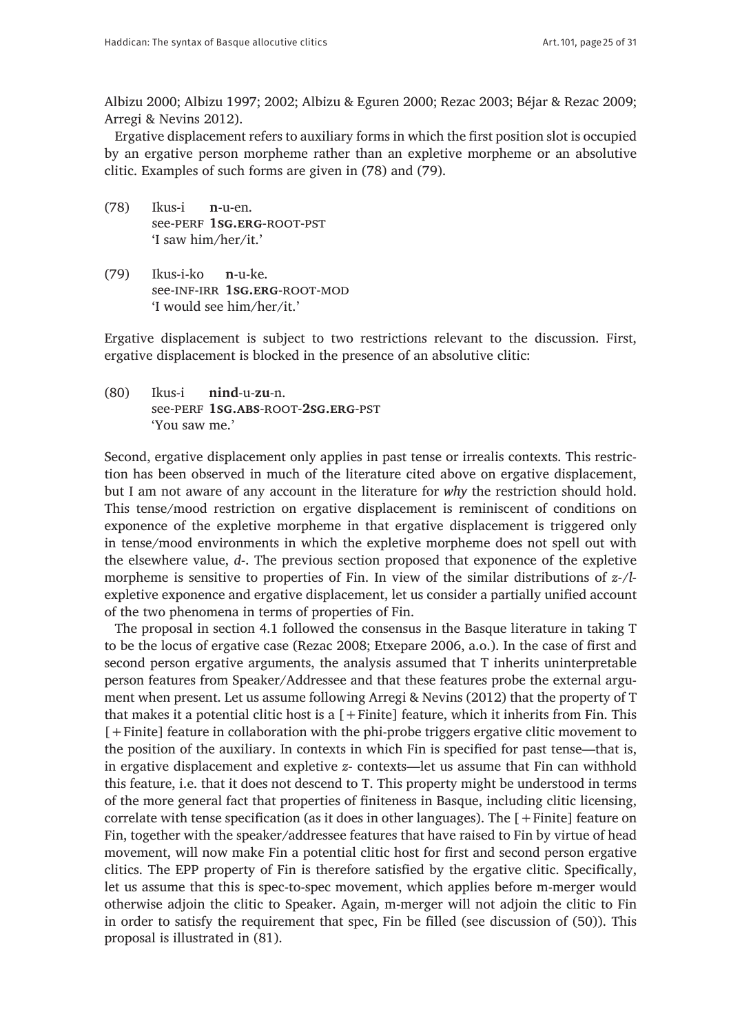Albizu 2000; Albizu 1997; 2002; Albizu & Eguren 2000; Rezac 2003; Béjar & Rezac 2009; Arregi & Nevins 2012).

Ergative displacement refers to auxiliary forms in which the first position slot is occupied by an ergative person morpheme rather than an expletive morpheme or an absolutive clitic. Examples of such forms are given in (78) and (79).

(78) Ikus-i **n**-u-en.
see-PERF **1SG.ERG**-ROOT-PST
'I saw him/her/it.'

(79) Ikus-i-ko **n**-u-ke.
see-INF-IRR **1SG.ERG**-ROOT-MOD
'I would see him/her/it.'

Ergative displacement is subject to two restrictions relevant to the discussion. First, ergative displacement is blocked in the presence of an absolutive clitic:

(80) Ikus-i **nind**-u-**zu**-n.
see-PERF **1SG.ABS**-ROOT-**2SG.ERG**-PST
'You saw me.'

Second, ergative displacement only applies in past tense or irrealis contexts. This restriction has been observed in much of the literature cited above on ergative displacement, but I am not aware of any account in the literature for *why* the restriction should hold. This tense/mood restriction on ergative displacement is reminiscent of conditions on exponence of the expletive morpheme in that ergative displacement is triggered only in tense/mood environments in which the expletive morpheme does not spell out with the elsewhere value, *d-*. The previous section proposed that exponence of the expletive morpheme is sensitive to properties of Fin. In view of the similar distributions of *z-/l-* expletive exponence and ergative displacement, let us consider a partially unified account of the two phenomena in terms of properties of Fin.

The proposal in section 4.1 followed the consensus in the Basque literature in taking T to be the locus of ergative case (Rezac 2008; Etxepare 2006, a.o.). In the case of first and second person ergative arguments, the analysis assumed that T inherits uninterpretable person features from Speaker/Addressee and that these features probe the external argument when present. Let us assume following Arregi & Nevins (2012) that the property of T that makes it a potential clitic host is a [+Finite] feature, which it inherits from Fin. This [+Finite] feature in collaboration with the phi-probe triggers ergative clitic movement to the position of the auxiliary. In contexts in which Fin is specified for past tense—that is, in ergative displacement and expletive *z-* contexts—let us assume that Fin can withhold this feature, i.e. that it does not descend to T. This property might be understood in terms of the more general fact that properties of finiteness in Basque, including clitic licensing, correlate with tense specification (as it does in other languages). The [+Finite] feature on Fin, together with the speaker/addressee features that have raised to Fin by virtue of head movement, will now make Fin a potential clitic host for first and second person ergative clitics. The EPP property of Fin is therefore satisfied by the ergative clitic. Specifically, let us assume that this is spec-to-spec movement, which applies before m-merger would otherwise adjoin the clitic to Speaker. Again, m-merger will not adjoin the clitic to Fin in order to satisfy the requirement that spec, Fin be filled (see discussion of (50)). This proposal is illustrated in (81).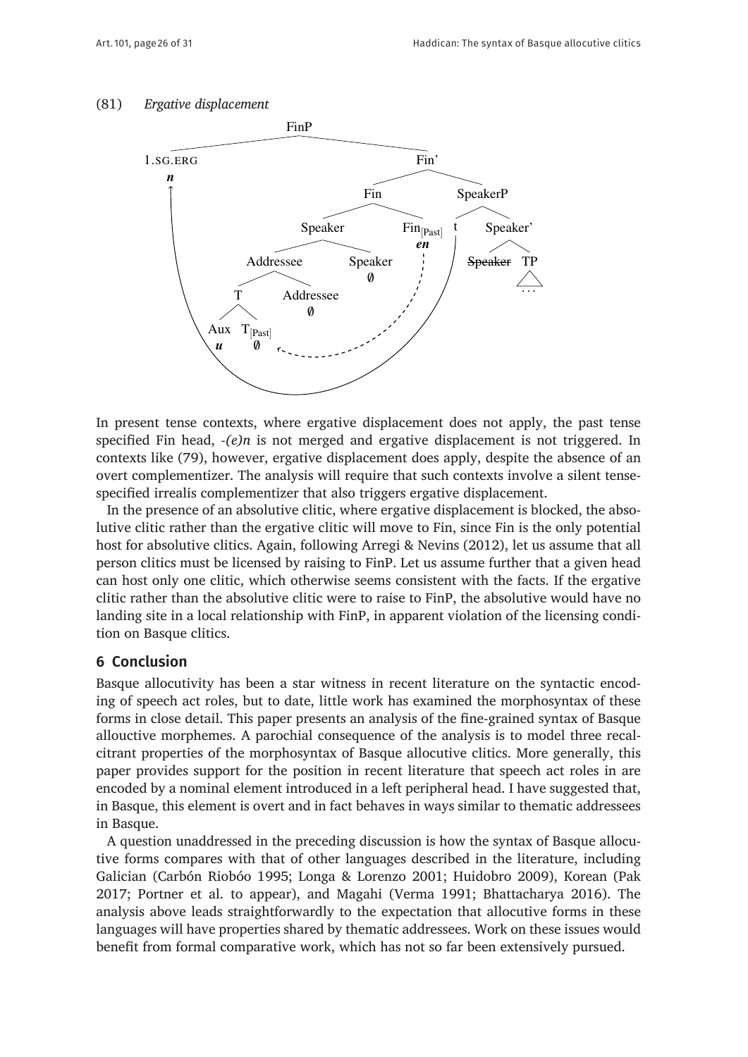(81) *Ergative displacement*

```
FinP
├── 1.SG.ERG
│   n  ←───────────────────────────────┐
└── Fin'                               │
    ├── Fin                            │
    │   ├── Speaker                    │
    │   │   ├── Addressee              │
    │   │   │   ├── T                  │
    │   │   │   │   ├── Aux            │
    │   │   │   │   │   u              │
    │   │   │   │   └── T[Past]        │
    │   │   │   │       ∅  ←╌╌╌╌╌╌╌╌╌┐ │
    │   │   │   └── Addressee        ╎ │
    │   │   │       ∅                ╎ │
    │   │   └── Speaker              ╎ │
    │   │       ∅                    ╎ │
    │   └── Fin[Past]                ╎ │
    │       en ╌╌╌╌╌╌╌╌╌╌╌╌╌╌╌╌╌╌╌╌╌╌┘ │
    └── SpeakerP                       │
        ├── t ─────────────────────────┘
        └── Speaker'
            ├── ~~Speaker~~
            └── TP
                 …
```

In present tense contexts, where ergative displacement does not apply, the past tense specified Fin head, *-(e)n* is not merged and ergative displacement is not triggered. In contexts like (79), however, ergative displacement does apply, despite the absence of an overt complementizer. The analysis will require that such contexts involve a silent tense-specified irrealis complementizer that also triggers ergative displacement.

In the presence of an absolutive clitic, where ergative displacement is blocked, the absolutive clitic rather than the ergative clitic will move to Fin, since Fin is the only potential host for absolutive clitics. Again, following Arregi & Nevins (2012), let us assume that all person clitics must be licensed by raising to FinP. Let us assume further that a given head can host only one clitic, which otherwise seems consistent with the facts. If the ergative clitic rather than the absolutive clitic were to raise to FinP, the absolutive would have no landing site in a local relationship with FinP, in apparent violation of the licensing condition on Basque clitics.

## 6 Conclusion

Basque allocutivity has been a star witness in recent literature on the syntactic encoding of speech act roles, but to date, little work has examined the morphosyntax of these forms in close detail. This paper presents an analysis of the fine-grained syntax of Basque allouctive morphemes. A parochial consequence of the analysis is to model three recalcitrant properties of the morphosyntax of Basque allocutive clitics. More generally, this paper provides support for the position in recent literature that speech act roles in are encoded by a nominal element introduced in a left peripheral head. I have suggested that, in Basque, this element is overt and in fact behaves in ways similar to thematic addressees in Basque.

A question unaddressed in the preceding discussion is how the syntax of Basque allocutive forms compares with that of other languages described in the literature, including Galician (Carbón Riobóo 1995; Longa & Lorenzo 2001; Huidobro 2009), Korean (Pak 2017; Portner et al. to appear), and Magahi (Verma 1991; Bhattacharya 2016). The analysis above leads straightforwardly to the expectation that allocutive forms in these languages will have properties shared by thematic addressees. Work on these issues would benefit from formal comparative work, which has not so far been extensively pursued.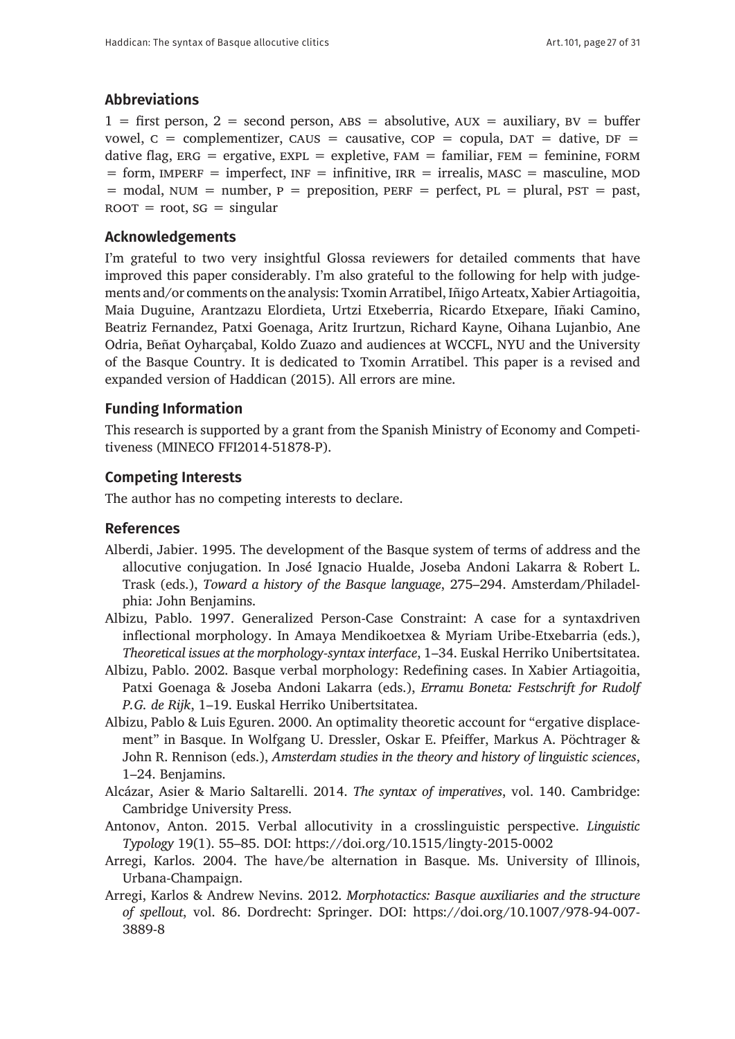## Abbreviations

1 = first person, 2 = second person, ABS = absolutive, AUX = auxiliary, BV = buffer vowel, C = complementizer, CAUS = causative, COP = copula, DAT = dative, DF = dative flag, ERG = ergative, EXPL = expletive, FAM = familiar, FEM = feminine, FORM = form, IMPERF = imperfect, INF = infinitive, IRR = irrealis, MASC = masculine, MOD = modal, NUM = number, P = preposition, PERF = perfect, PL = plural, PST = past, ROOT = root, SG = singular

## Acknowledgements

I'm grateful to two very insightful Glossa reviewers for detailed comments that have improved this paper considerably. I'm also grateful to the following for help with judgements and/or comments on the analysis: Txomin Arratibel, Iñigo Arteatx, Xabier Artiagoitia, Maia Duguine, Arantzazu Elordieta, Urtzi Etxeberria, Ricardo Etxepare, Iñaki Camino, Beatriz Fernandez, Patxi Goenaga, Aritz Irurtzun, Richard Kayne, Oihana Lujanbio, Ane Odria, Beñat Oyharçabal, Koldo Zuazo and audiences at WCCFL, NYU and the University of the Basque Country. It is dedicated to Txomin Arratibel. This paper is a revised and expanded version of Haddican (2015). All errors are mine.

## Funding Information

This research is supported by a grant from the Spanish Ministry of Economy and Competitiveness (MINECO FFI2014-51878-P).

## Competing Interests

The author has no competing interests to declare.

## References

Alberdi, Jabier. 1995. The development of the Basque system of terms of address and the allocutive conjugation. In José Ignacio Hualde, Joseba Andoni Lakarra & Robert L. Trask (eds.), *Toward a history of the Basque language*, 275–294. Amsterdam/Philadelphia: John Benjamins.

Albizu, Pablo. 1997. Generalized Person-Case Constraint: A case for a syntaxdriven inflectional morphology. In Amaya Mendikoetxea & Myriam Uribe-Etxebarria (eds.), *Theoretical issues at the morphology-syntax interface*, 1–34. Euskal Herriko Unibertsitatea.

Albizu, Pablo. 2002. Basque verbal morphology: Redefining cases. In Xabier Artiagoitia, Patxi Goenaga & Joseba Andoni Lakarra (eds.), *Erramu Boneta: Festschrift for Rudolf P.G. de Rijk*, 1–19. Euskal Herriko Unibertsitatea.

Albizu, Pablo & Luis Eguren. 2000. An optimality theoretic account for "ergative displacement" in Basque. In Wolfgang U. Dressler, Oskar E. Pfeiffer, Markus A. Pöchtrager & John R. Rennison (eds.), *Amsterdam studies in the theory and history of linguistic sciences*, 1–24. Benjamins.

Alcázar, Asier & Mario Saltarelli. 2014. *The syntax of imperatives*, vol. 140. Cambridge: Cambridge University Press.

Antonov, Anton. 2015. Verbal allocutivity in a crosslinguistic perspective. *Linguistic Typology* 19(1). 55–85. DOI: https://doi.org/10.1515/lingty-2015-0002

Arregi, Karlos. 2004. The have/be alternation in Basque. Ms. University of Illinois, Urbana-Champaign.

Arregi, Karlos & Andrew Nevins. 2012. *Morphotactics: Basque auxiliaries and the structure of spellout*, vol. 86. Dordrecht: Springer. DOI: https://doi.org/10.1007/978-94-007-3889-8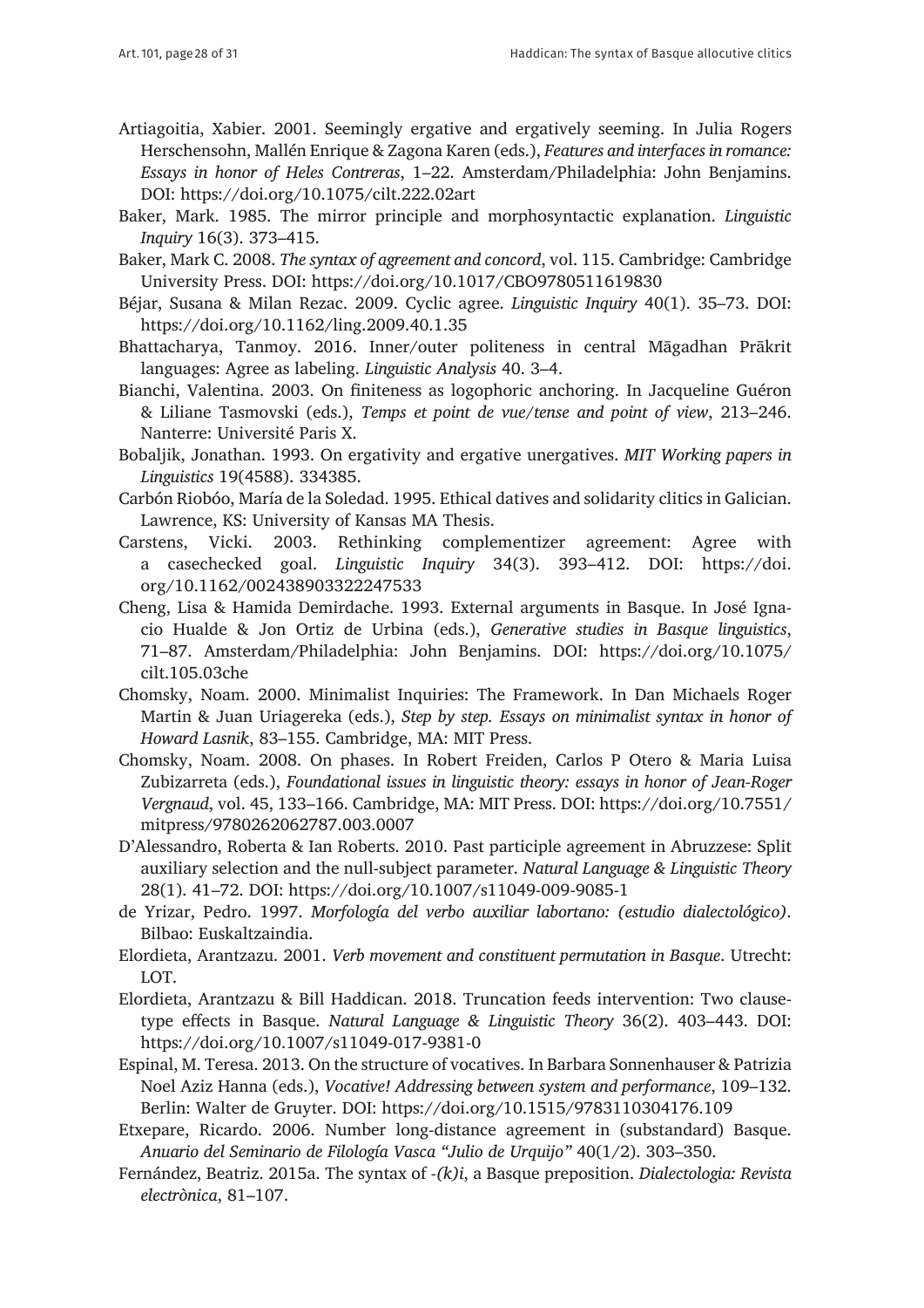Artiagoitia, Xabier. 2001. Seemingly ergative and ergatively seeming. In Julia Rogers Herschensohn, Mallén Enrique & Zagona Karen (eds.), *Features and interfaces in romance: Essays in honor of Heles Contreras*, 1–22. Amsterdam/Philadelphia: John Benjamins. DOI: https://doi.org/10.1075/cilt.222.02art

Baker, Mark. 1985. The mirror principle and morphosyntactic explanation. *Linguistic Inquiry* 16(3). 373–415.

Baker, Mark C. 2008. *The syntax of agreement and concord*, vol. 115. Cambridge: Cambridge University Press. DOI: https://doi.org/10.1017/CBO9780511619830

Béjar, Susana & Milan Rezac. 2009. Cyclic agree. *Linguistic Inquiry* 40(1). 35–73. DOI: https://doi.org/10.1162/ling.2009.40.1.35

Bhattacharya, Tanmoy. 2016. Inner/outer politeness in central Māgadhan Prākrit languages: Agree as labeling. *Linguistic Analysis* 40. 3–4.

Bianchi, Valentina. 2003. On finiteness as logophoric anchoring. In Jacqueline Guéron & Liliane Tasmovski (eds.), *Temps et point de vue/tense and point of view*, 213–246. Nanterre: Université Paris X.

Bobaljik, Jonathan. 1993. On ergativity and ergative unergatives. *MIT Working papers in Linguistics* 19(4588). 334385.

Carbón Riobóo, María de la Soledad. 1995. Ethical datives and solidarity clitics in Galician. Lawrence, KS: University of Kansas MA Thesis.

Carstens, Vicki. 2003. Rethinking complementizer agreement: Agree with a casechecked goal. *Linguistic Inquiry* 34(3). 393–412. DOI: https://doi.org/10.1162/002438903322247533

Cheng, Lisa & Hamida Demirdache. 1993. External arguments in Basque. In José Ignacio Hualde & Jon Ortiz de Urbina (eds.), *Generative studies in Basque linguistics*, 71–87. Amsterdam/Philadelphia: John Benjamins. DOI: https://doi.org/10.1075/cilt.105.03che

Chomsky, Noam. 2000. Minimalist Inquiries: The Framework. In Dan Michaels Roger Martin & Juan Uriagereka (eds.), *Step by step. Essays on minimalist syntax in honor of Howard Lasnik*, 83–155. Cambridge, MA: MIT Press.

Chomsky, Noam. 2008. On phases. In Robert Freiden, Carlos P Otero & Maria Luisa Zubizarreta (eds.), *Foundational issues in linguistic theory: essays in honor of Jean-Roger Vergnaud*, vol. 45, 133–166. Cambridge, MA: MIT Press. DOI: https://doi.org/10.7551/mitpress/9780262062787.003.0007

D'Alessandro, Roberta & Ian Roberts. 2010. Past participle agreement in Abruzzese: Split auxiliary selection and the null-subject parameter. *Natural Language & Linguistic Theory* 28(1). 41–72. DOI: https://doi.org/10.1007/s11049-009-9085-1

de Yrizar, Pedro. 1997. *Morfología del verbo auxiliar labortano: (estudio dialectológico)*. Bilbao: Euskaltzaindia.

Elordieta, Arantzazu. 2001. *Verb movement and constituent permutation in Basque*. Utrecht: LOT.

Elordieta, Arantzazu & Bill Haddican. 2018. Truncation feeds intervention: Two clause-type effects in Basque. *Natural Language & Linguistic Theory* 36(2). 403–443. DOI: https://doi.org/10.1007/s11049-017-9381-0

Espinal, M. Teresa. 2013. On the structure of vocatives. In Barbara Sonnenhauser & Patrizia Noel Aziz Hanna (eds.), *Vocative! Addressing between system and performance*, 109–132. Berlin: Walter de Gruyter. DOI: https://doi.org/10.1515/9783110304176.109

Etxepare, Ricardo. 2006. Number long-distance agreement in (substandard) Basque. *Anuario del Seminario de Filología Vasca "Julio de Urquijo"* 40(1/2). 303–350.

Fernández, Beatriz. 2015a. The syntax of *-(k)i*, a Basque preposition. *Dialectologia: Revista electrònica*, 81–107.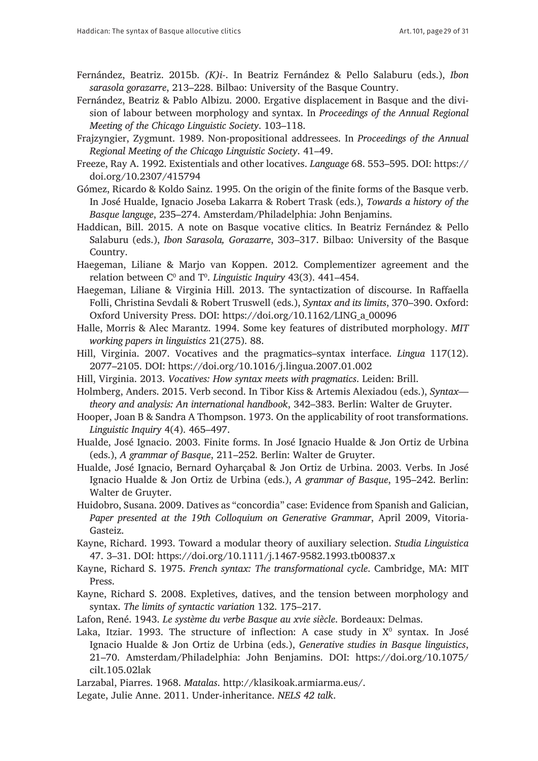Fernández, Beatriz. 2015b. *(K)i-*. In Beatriz Fernández & Pello Salaburu (eds.), *Ibon sarasola gorazarre*, 213–228. Bilbao: University of the Basque Country.

Fernández, Beatriz & Pablo Albizu. 2000. Ergative displacement in Basque and the division of labour between morphology and syntax. In *Proceedings of the Annual Regional Meeting of the Chicago Linguistic Society*. 103–118.

Frajzyngier, Zygmunt. 1989. Non-propositional addressees. In *Proceedings of the Annual Regional Meeting of the Chicago Linguistic Society*. 41–49.

Freeze, Ray A. 1992. Existentials and other locatives. *Language* 68. 553–595. DOI: https://doi.org/10.2307/415794

Gómez, Ricardo & Koldo Sainz. 1995. On the origin of the finite forms of the Basque verb. In José Hualde, Ignacio Joseba Lakarra & Robert Trask (eds.), *Towards a history of the Basque languge*, 235–274. Amsterdam/Philadelphia: John Benjamins.

Haddican, Bill. 2015. A note on Basque vocative clitics. In Beatriz Fernández & Pello Salaburu (eds.), *Ibon Sarasola, Gorazarre*, 303–317. Bilbao: University of the Basque Country.

Haegeman, Liliane & Marjo van Koppen. 2012. Complementizer agreement and the relation between $C^0$ and $T^0$. *Linguistic Inquiry* 43(3). 441–454.

Haegeman, Liliane & Virginia Hill. 2013. The syntactization of discourse. In Raffaella Folli, Christina Sevdali & Robert Truswell (eds.), *Syntax and its limits*, 370–390. Oxford: Oxford University Press. DOI: https://doi.org/10.1162/LING_a_00096

Halle, Morris & Alec Marantz. 1994. Some key features of distributed morphology. *MIT working papers in linguistics* 21(275). 88.

Hill, Virginia. 2007. Vocatives and the pragmatics–syntax interface. *Lingua* 117(12). 2077–2105. DOI: https://doi.org/10.1016/j.lingua.2007.01.002

Hill, Virginia. 2013. *Vocatives: How syntax meets with pragmatics*. Leiden: Brill.

Holmberg, Anders. 2015. Verb second. In Tibor Kiss & Artemis Alexiadou (eds.), *Syntax—theory and analysis: An international handbook*, 342–383. Berlin: Walter de Gruyter.

Hooper, Joan B & Sandra A Thompson. 1973. On the applicability of root transformations. *Linguistic Inquiry* 4(4). 465–497.

Hualde, José Ignacio. 2003. Finite forms. In José Ignacio Hualde & Jon Ortiz de Urbina (eds.), *A grammar of Basque*, 211–252. Berlin: Walter de Gruyter.

Hualde, José Ignacio, Bernard Oyharçabal & Jon Ortiz de Urbina. 2003. Verbs. In José Ignacio Hualde & Jon Ortiz de Urbina (eds.), *A grammar of Basque*, 195–242. Berlin: Walter de Gruyter.

Huidobro, Susana. 2009. Datives as "concordia" case: Evidence from Spanish and Galician, *Paper presented at the 19th Colloquium on Generative Grammar*, April 2009, Vitoria-Gasteiz.

Kayne, Richard. 1993. Toward a modular theory of auxiliary selection. *Studia Linguistica* 47. 3–31. DOI: https://doi.org/10.1111/j.1467-9582.1993.tb00837.x

Kayne, Richard S. 1975. *French syntax: The transformational cycle*. Cambridge, MA: MIT Press.

Kayne, Richard S. 2008. Expletives, datives, and the tension between morphology and syntax. *The limits of syntactic variation* 132. 175–217.

Lafon, René. 1943. *Le système du verbe Basque au xvie siècle*. Bordeaux: Delmas.

Laka, Itziar. 1993. The structure of inflection: A case study in $X^0$ syntax. In José Ignacio Hualde & Jon Ortiz de Urbina (eds.), *Generative studies in Basque linguistics*, 21–70. Amsterdam/Philadelphia: John Benjamins. DOI: https://doi.org/10.1075/cilt.105.02lak

Larzabal, Piarres. 1968. *Matalas*. http://klasikoak.armiarma.eus/.

Legate, Julie Anne. 2011. Under-inheritance. *NELS 42 talk*.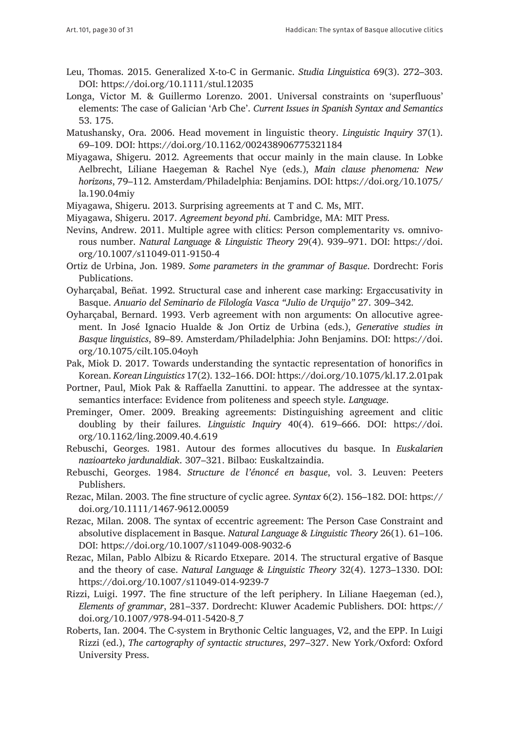Leu, Thomas. 2015. Generalized X-to-C in Germanic. *Studia Linguistica* 69(3). 272–303. DOI: https://doi.org/10.1111/stul.12035

Longa, Victor M. & Guillermo Lorenzo. 2001. Universal constraints on 'superfluous' elements: The case of Galician 'Arb Che'. *Current Issues in Spanish Syntax and Semantics* 53. 175.

Matushansky, Ora. 2006. Head movement in linguistic theory. *Linguistic Inquiry* 37(1). 69–109. DOI: https://doi.org/10.1162/002438906775321184

Miyagawa, Shigeru. 2012. Agreements that occur mainly in the main clause. In Lobke Aelbrecht, Liliane Haegeman & Rachel Nye (eds.), *Main clause phenomena: New horizons*, 79–112. Amsterdam/Philadelphia: Benjamins. DOI: https://doi.org/10.1075/la.190.04miy

Miyagawa, Shigeru. 2013. Surprising agreements at T and C. Ms, MIT.

Miyagawa, Shigeru. 2017. *Agreement beyond phi*. Cambridge, MA: MIT Press.

Nevins, Andrew. 2011. Multiple agree with clitics: Person complementarity vs. omnivorous number. *Natural Language & Linguistic Theory* 29(4). 939–971. DOI: https://doi.org/10.1007/s11049-011-9150-4

Ortiz de Urbina, Jon. 1989. *Some parameters in the grammar of Basque*. Dordrecht: Foris Publications.

Oyharçabal, Beñat. 1992. Structural case and inherent case marking: Ergaccusativity in Basque. *Anuario del Seminario de Filología Vasca "Julio de Urquijo"* 27. 309–342.

Oyharçabal, Bernard. 1993. Verb agreement with non arguments: On allocutive agreement. In José Ignacio Hualde & Jon Ortiz de Urbina (eds.), *Generative studies in Basque linguistics*, 89–89. Amsterdam/Philadelphia: John Benjamins. DOI: https://doi.org/10.1075/cilt.105.04oyh

Pak, Miok D. 2017. Towards understanding the syntactic representation of honorifics in Korean. *Korean Linguistics* 17(2). 132–166. DOI: https://doi.org/10.1075/kl.17.2.01pak

Portner, Paul, Miok Pak & Raffaella Zanuttini. to appear. The addressee at the syntax-semantics interface: Evidence from politeness and speech style. *Language*.

Preminger, Omer. 2009. Breaking agreements: Distinguishing agreement and clitic doubling by their failures. *Linguistic Inquiry* 40(4). 619–666. DOI: https://doi.org/10.1162/ling.2009.40.4.619

Rebuschi, Georges. 1981. Autour des formes allocutives du basque. In *Euskalarien nazioarteko jardunaldiak*. 307–321. Bilbao: Euskaltzaindia.

Rebuschi, Georges. 1984. *Structure de l'énoncé en basque*, vol. 3. Leuven: Peeters Publishers.

Rezac, Milan. 2003. The fine structure of cyclic agree. *Syntax* 6(2). 156–182. DOI: https://doi.org/10.1111/1467-9612.00059

Rezac, Milan. 2008. The syntax of eccentric agreement: The Person Case Constraint and absolutive displacement in Basque. *Natural Language & Linguistic Theory* 26(1). 61–106. DOI: https://doi.org/10.1007/s11049-008-9032-6

Rezac, Milan, Pablo Albizu & Ricardo Etxepare. 2014. The structural ergative of Basque and the theory of case. *Natural Language & Linguistic Theory* 32(4). 1273–1330. DOI: https://doi.org/10.1007/s11049-014-9239-7

Rizzi, Luigi. 1997. The fine structure of the left periphery. In Liliane Haegeman (ed.), *Elements of grammar*, 281–337. Dordrecht: Kluwer Academic Publishers. DOI: https://doi.org/10.1007/978-94-011-5420-8_7

Roberts, Ian. 2004. The C-system in Brythonic Celtic languages, V2, and the EPP. In Luigi Rizzi (ed.), *The cartography of syntactic structures*, 297–327. New York/Oxford: Oxford University Press.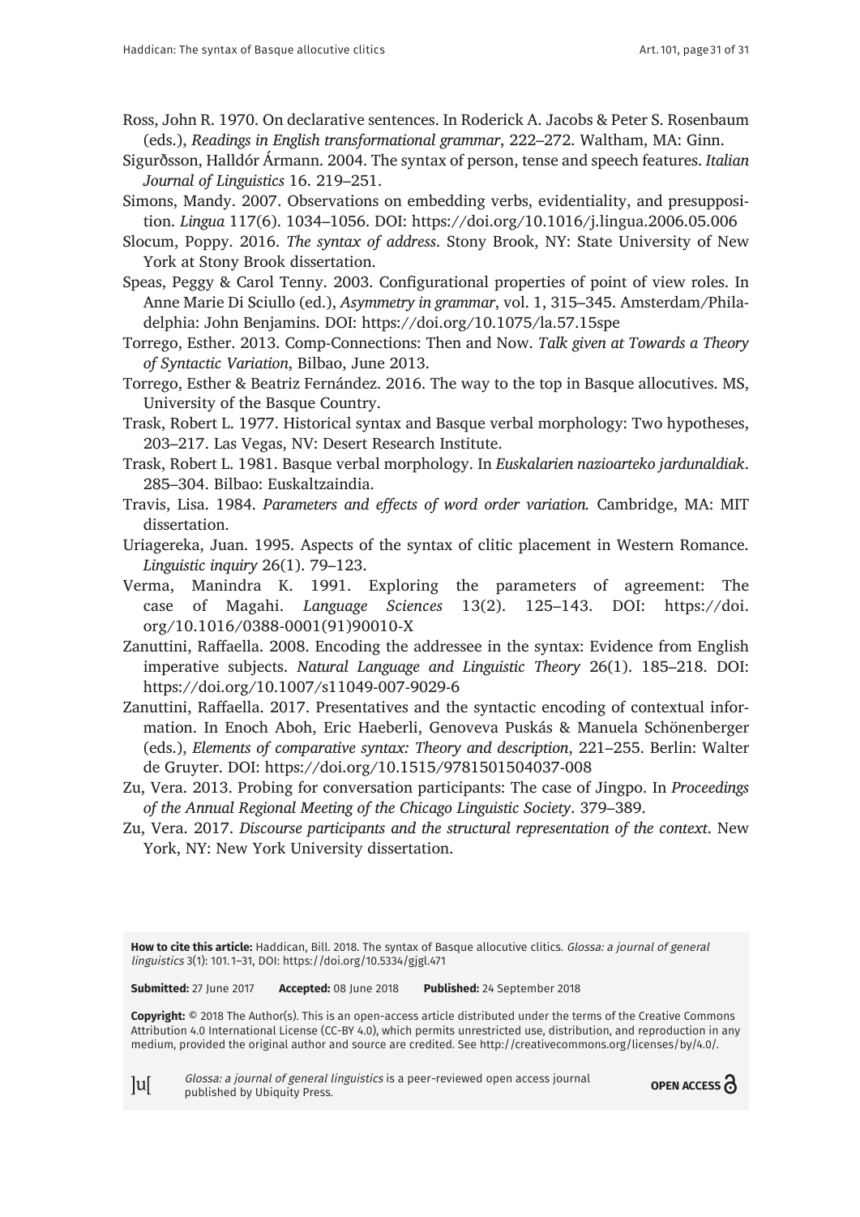Ross, John R. 1970. On declarative sentences. In Roderick A. Jacobs & Peter S. Rosenbaum (eds.), *Readings in English transformational grammar*, 222–272. Waltham, MA: Ginn.

Sigurðsson, Halldór Ármann. 2004. The syntax of person, tense and speech features. *Italian Journal of Linguistics* 16. 219–251.

Simons, Mandy. 2007. Observations on embedding verbs, evidentiality, and presupposition. *Lingua* 117(6). 1034–1056. DOI: https://doi.org/10.1016/j.lingua.2006.05.006

Slocum, Poppy. 2016. *The syntax of address*. Stony Brook, NY: State University of New York at Stony Brook dissertation.

Speas, Peggy & Carol Tenny. 2003. Configurational properties of point of view roles. In Anne Marie Di Sciullo (ed.), *Asymmetry in grammar*, vol. 1, 315–345. Amsterdam/Philadelphia: John Benjamins. DOI: https://doi.org/10.1075/la.57.15spe

Torrego, Esther. 2013. Comp-Connections: Then and Now. *Talk given at Towards a Theory of Syntactic Variation*, Bilbao, June 2013.

Torrego, Esther & Beatriz Fernández. 2016. The way to the top in Basque allocutives. MS, University of the Basque Country.

Trask, Robert L. 1977. Historical syntax and Basque verbal morphology: Two hypotheses, 203–217. Las Vegas, NV: Desert Research Institute.

Trask, Robert L. 1981. Basque verbal morphology. In *Euskalarien nazioarteko jardunaldiak*. 285–304. Bilbao: Euskaltzaindia.

Travis, Lisa. 1984. *Parameters and effects of word order variation.* Cambridge, MA: MIT dissertation.

Uriagereka, Juan. 1995. Aspects of the syntax of clitic placement in Western Romance. *Linguistic inquiry* 26(1). 79–123.

Verma, Manindra K. 1991. Exploring the parameters of agreement: The case of Magahi. *Language Sciences* 13(2). 125–143. DOI: https://doi.org/10.1016/0388-0001(91)90010-X

Zanuttini, Raffaella. 2008. Encoding the addressee in the syntax: Evidence from English imperative subjects. *Natural Language and Linguistic Theory* 26(1). 185–218. DOI: https://doi.org/10.1007/s11049-007-9029-6

Zanuttini, Raffaella. 2017. Presentatives and the syntactic encoding of contextual information. In Enoch Aboh, Eric Haeberli, Genoveva Puskás & Manuela Schönenberger (eds.), *Elements of comparative syntax: Theory and description*, 221–255. Berlin: Walter de Gruyter. DOI: https://doi.org/10.1515/9781501504037-008

Zu, Vera. 2013. Probing for conversation participants: The case of Jingpo. In *Proceedings of the Annual Regional Meeting of the Chicago Linguistic Society*. 379–389.

Zu, Vera. 2017. *Discourse participants and the structural representation of the context*. New York, NY: New York University dissertation.

**How to cite this article:** Haddican, Bill. 2018. The syntax of Basque allocutive clitics. *Glossa: a journal of general linguistics* 3(1): 101.1–31, DOI: https://doi.org/10.5334/gjgl.471

**Submitted:** 27 June 2017 **Accepted:** 08 June 2018 **Published:** 24 September 2018

**Copyright:** © 2018 The Author(s). This is an open-access article distributed under the terms of the Creative Commons Attribution 4.0 International License (CC-BY 4.0), which permits unrestricted use, distribution, and reproduction in any medium, provided the original author and source are credited. See http://creativecommons.org/licenses/by/4.0/.

*Glossa: a journal of general linguistics* is a peer-reviewed open access journal published by Ubiquity Press.

**OPEN ACCESS**